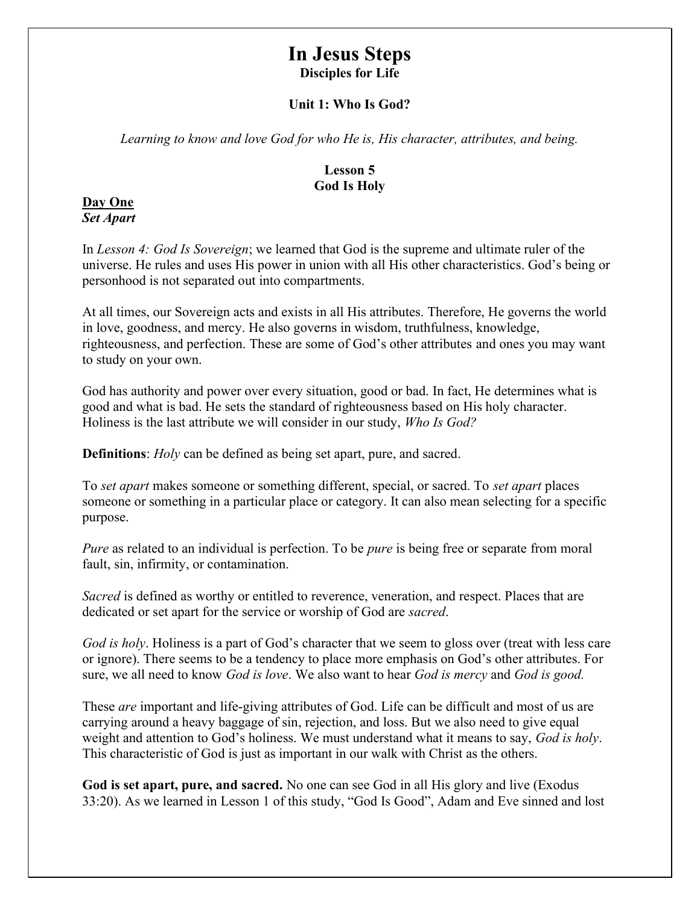# In Jesus Steps

**Disciples for Life**

**Unit 1: Who Is God?**

*Learning to know and love God for who He is, His character, attributes, and being.*

**Lesson 5**
**God Is Holy**

## Day One

***Set Apart***

In *Lesson 4: God Is Sovereign*; we learned that God is the supreme and ultimate ruler of the universe. He rules and uses His power in union with all His other characteristics. God's being or personhood is not separated out into compartments.

At all times, our Sovereign acts and exists in all His attributes. Therefore, He governs the world in love, goodness, and mercy. He also governs in wisdom, truthfulness, knowledge, righteousness, and perfection. These are some of God's other attributes and ones you may want to study on your own.

God has authority and power over every situation, good or bad. In fact, He determines what is good and what is bad. He sets the standard of righteousness based on His holy character. Holiness is the last attribute we will consider in our study, *Who Is God?*

**Definitions**: *Holy* can be defined as being set apart, pure, and sacred.

To *set apart* makes someone or something different, special, or sacred. To *set apart* places someone or something in a particular place or category. It can also mean selecting for a specific purpose.

*Pure* as related to an individual is perfection. To be *pure* is being free or separate from moral fault, sin, infirmity, or contamination.

*Sacred* is defined as worthy or entitled to reverence, veneration, and respect. Places that are dedicated or set apart for the service or worship of God are *sacred*.

*God is holy*. Holiness is a part of God's character that we seem to gloss over (treat with less care or ignore). There seems to be a tendency to place more emphasis on God's other attributes. For sure, we all need to know *God is love*. We also want to hear *God is mercy* and *God is good.*

These *are* important and life-giving attributes of God. Life can be difficult and most of us are carrying around a heavy baggage of sin, rejection, and loss. But we also need to give equal weight and attention to God's holiness. We must understand what it means to say, *God is holy*. This characteristic of God is just as important in our walk with Christ as the others.

**God is set apart, pure, and sacred.** No one can see God in all His glory and live (Exodus 33:20). As we learned in Lesson 1 of this study, "God Is Good", Adam and Eve sinned and lost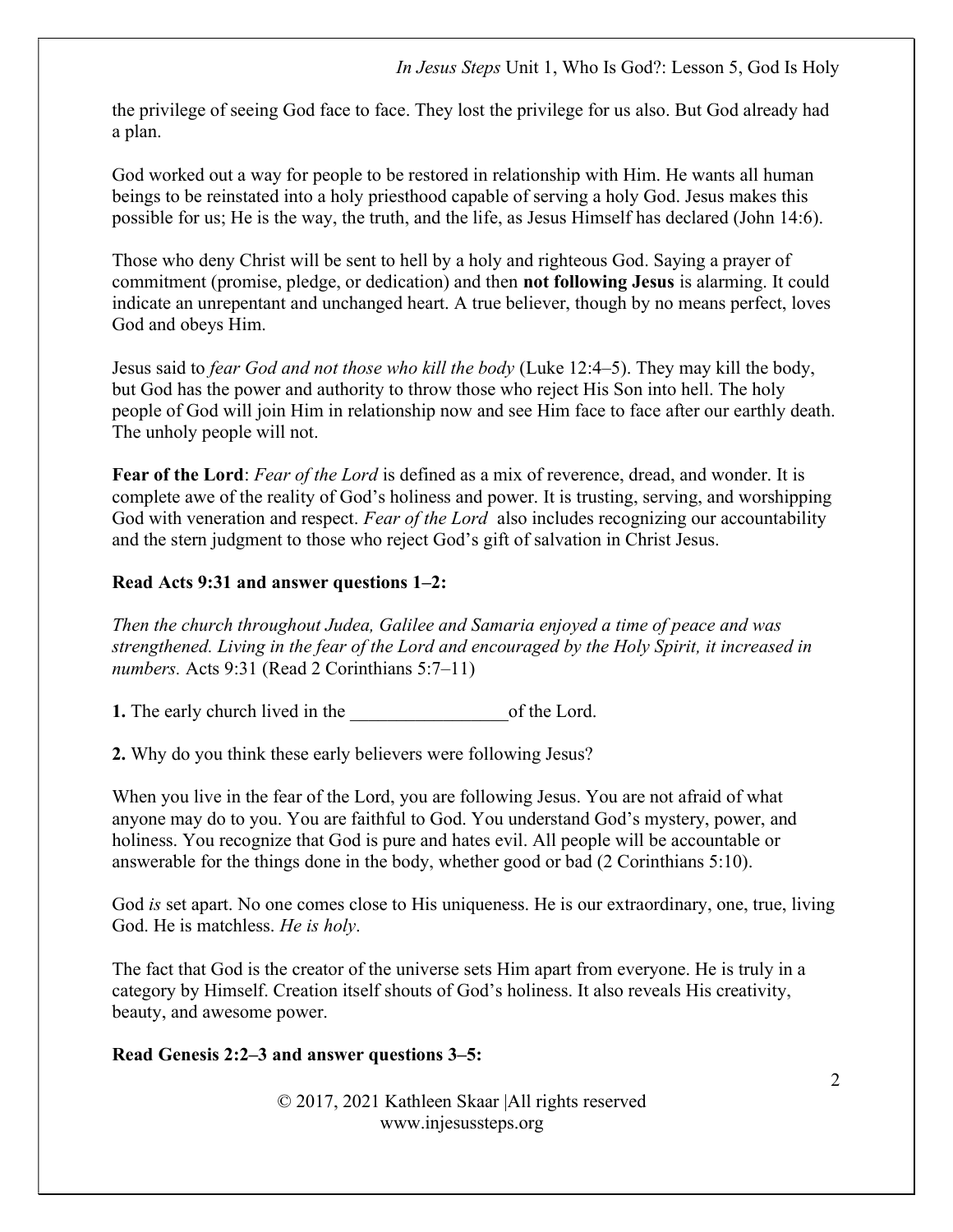the privilege of seeing God face to face. They lost the privilege for us also. But God already had a plan.

God worked out a way for people to be restored in relationship with Him. He wants all human beings to be reinstated into a holy priesthood capable of serving a holy God. Jesus makes this possible for us; He is the way, the truth, and the life, as Jesus Himself has declared (John 14:6).

Those who deny Christ will be sent to hell by a holy and righteous God. Saying a prayer of commitment (promise, pledge, or dedication) and then **not following Jesus** is alarming. It could indicate an unrepentant and unchanged heart. A true believer, though by no means perfect, loves God and obeys Him.

Jesus said to *fear God and not those who kill the body* (Luke 12:4–5). They may kill the body, but God has the power and authority to throw those who reject His Son into hell. The holy people of God will join Him in relationship now and see Him face to face after our earthly death. The unholy people will not.

**Fear of the Lord**: *Fear of the Lord* is defined as a mix of reverence, dread, and wonder. It is complete awe of the reality of God's holiness and power. It is trusting, serving, and worshipping God with veneration and respect. *Fear of the Lord* also includes recognizing our accountability and the stern judgment to those who reject God's gift of salvation in Christ Jesus.

**Read Acts 9:31 and answer questions 1–2:**

*Then the church throughout Judea, Galilee and Samaria enjoyed a time of peace and was strengthened. Living in the fear of the Lord and encouraged by the Holy Spirit, it increased in numbers.* Acts 9:31 (Read 2 Corinthians 5:7–11)

**1.** The early church lived in the _________________of the Lord.

**2.** Why do you think these early believers were following Jesus?

When you live in the fear of the Lord, you are following Jesus. You are not afraid of what anyone may do to you. You are faithful to God. You understand God's mystery, power, and holiness. You recognize that God is pure and hates evil. All people will be accountable or answerable for the things done in the body, whether good or bad (2 Corinthians 5:10).

God *is* set apart. No one comes close to His uniqueness. He is our extraordinary, one, true, living God. He is matchless. *He is holy*.

The fact that God is the creator of the universe sets Him apart from everyone. He is truly in a category by Himself. Creation itself shouts of God's holiness. It also reveals His creativity, beauty, and awesome power.

**Read Genesis 2:2–3 and answer questions 3–5:**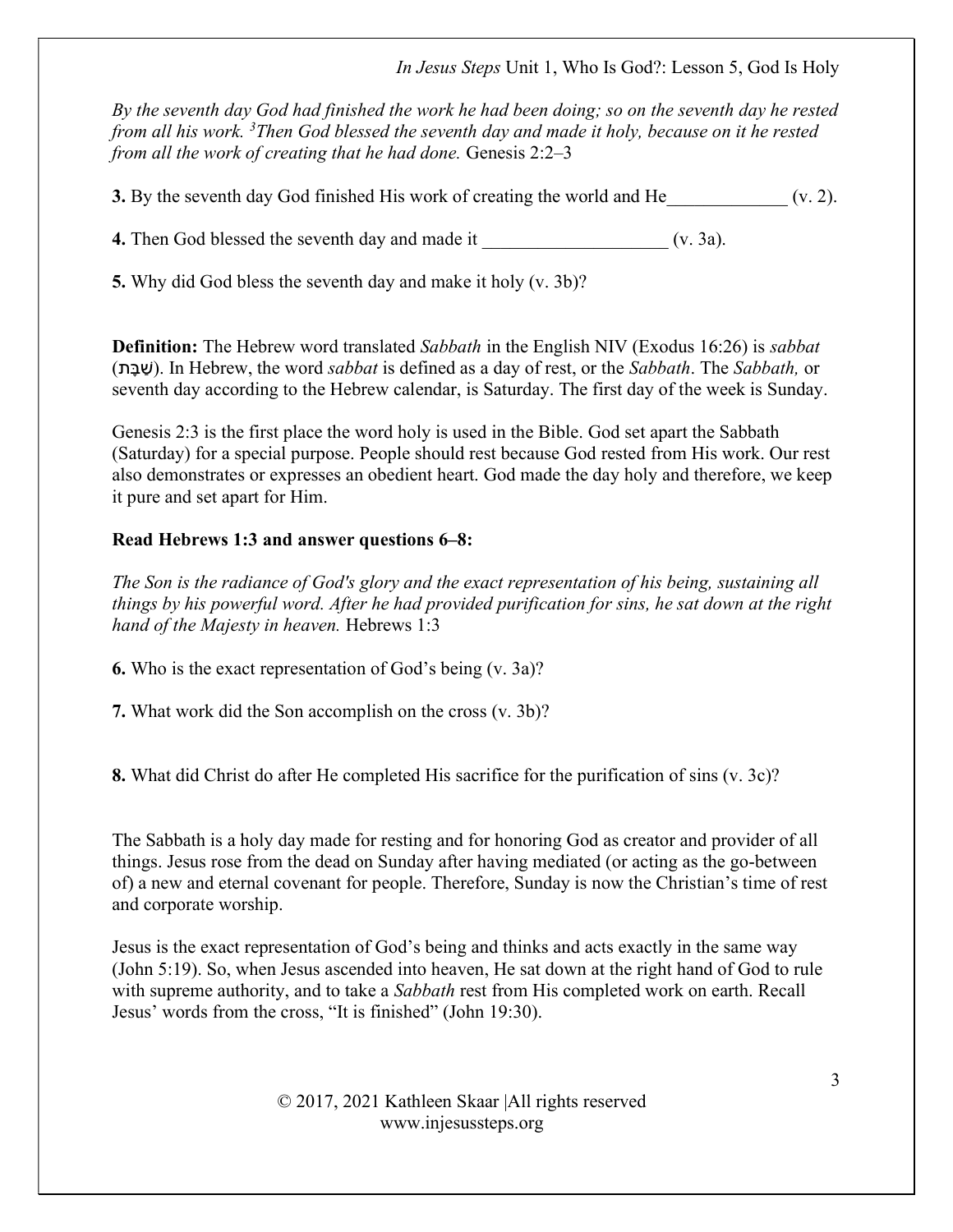*By the seventh day God had finished the work he had been doing; so on the seventh day he rested from all his work.* [3]*Then God blessed the seventh day and made it holy, because on it he rested from all the work of creating that he had done.* Genesis 2:2–3

**3.** By the seventh day God finished His work of creating the world and He_____________ (v. 2).

**4.** Then God blessed the seventh day and made it ____________________ (v. 3a).

**5.** Why did God bless the seventh day and make it holy (v. 3b)?

**Definition:** The Hebrew word translated *Sabbath* in the English NIV (Exodus 16:26) is *sabbat* (שַׁבָּת). In Hebrew, the word *sabbat* is defined as a day of rest, or the *Sabbath*. The *Sabbath,* or seventh day according to the Hebrew calendar, is Saturday. The first day of the week is Sunday.

Genesis 2:3 is the first place the word holy is used in the Bible. God set apart the Sabbath (Saturday) for a special purpose. People should rest because God rested from His work. Our rest also demonstrates or expresses an obedient heart. God made the day holy and therefore, we keep it pure and set apart for Him.

**Read Hebrews 1:3 and answer questions 6–8:**

*The Son is the radiance of God's glory and the exact representation of his being, sustaining all things by his powerful word. After he had provided purification for sins, he sat down at the right hand of the Majesty in heaven.* Hebrews 1:3

**6.** Who is the exact representation of God's being (v. 3a)?

**7.** What work did the Son accomplish on the cross (v. 3b)?

**8.** What did Christ do after He completed His sacrifice for the purification of sins (v. 3c)?

The Sabbath is a holy day made for resting and for honoring God as creator and provider of all things. Jesus rose from the dead on Sunday after having mediated (or acting as the go-between of) a new and eternal covenant for people. Therefore, Sunday is now the Christian's time of rest and corporate worship.

Jesus is the exact representation of God's being and thinks and acts exactly in the same way (John 5:19). So, when Jesus ascended into heaven, He sat down at the right hand of God to rule with supreme authority, and to take a *Sabbath* rest from His completed work on earth. Recall Jesus' words from the cross, "It is finished" (John 19:30).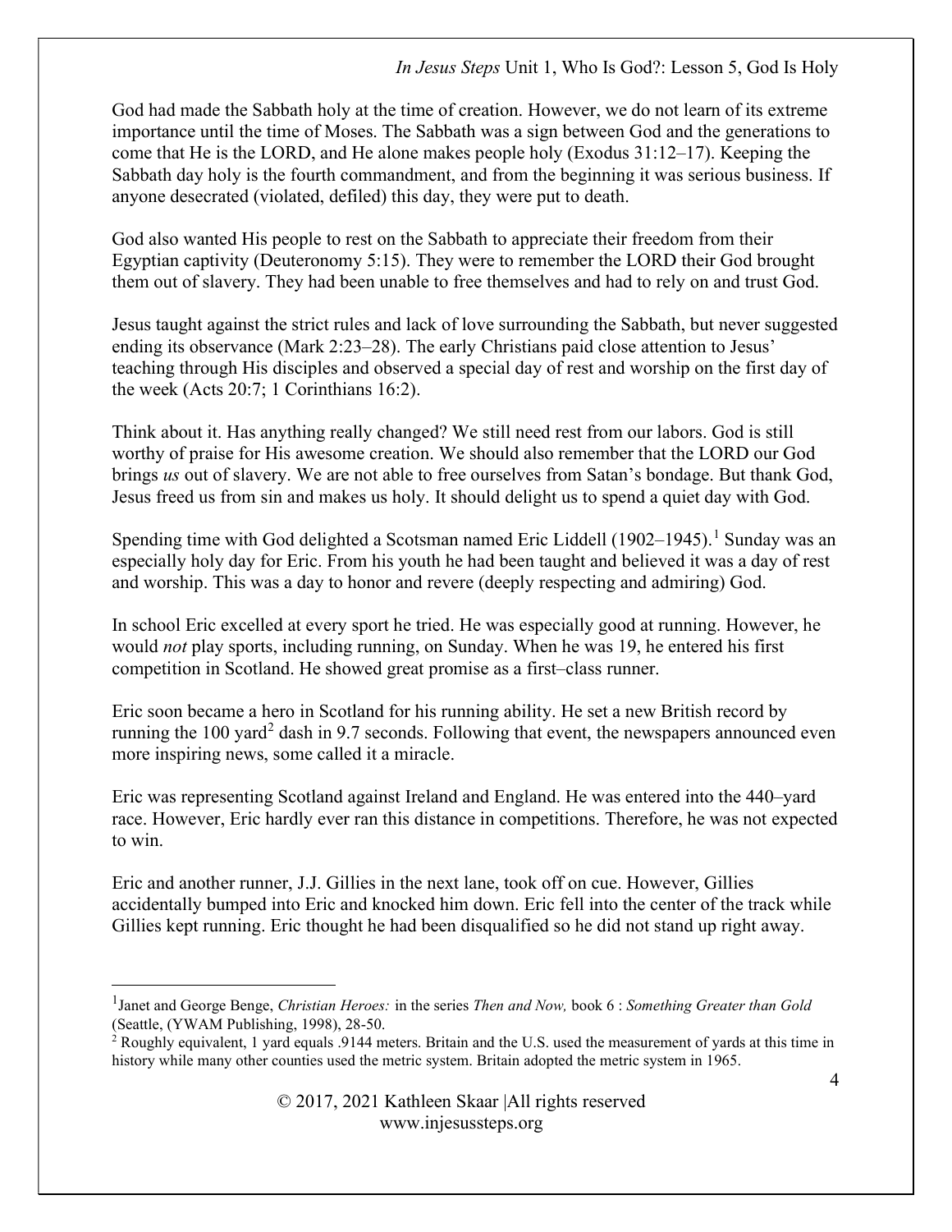God had made the Sabbath holy at the time of creation. However, we do not learn of its extreme importance until the time of Moses. The Sabbath was a sign between God and the generations to come that He is the LORD, and He alone makes people holy (Exodus 31:12–17). Keeping the Sabbath day holy is the fourth commandment, and from the beginning it was serious business. If anyone desecrated (violated, defiled) this day, they were put to death.

God also wanted His people to rest on the Sabbath to appreciate their freedom from their Egyptian captivity (Deuteronomy 5:15). They were to remember the LORD their God brought them out of slavery. They had been unable to free themselves and had to rely on and trust God.

Jesus taught against the strict rules and lack of love surrounding the Sabbath, but never suggested ending its observance (Mark 2:23–28). The early Christians paid close attention to Jesus' teaching through His disciples and observed a special day of rest and worship on the first day of the week (Acts 20:7; 1 Corinthians 16:2).

Think about it. Has anything really changed? We still need rest from our labors. God is still worthy of praise for His awesome creation. We should also remember that the LORD our God brings *us* out of slavery. We are not able to free ourselves from Satan's bondage. But thank God, Jesus freed us from sin and makes us holy. It should delight us to spend a quiet day with God.

Spending time with God delighted a Scotsman named Eric Liddell (1902–1945).[1] Sunday was an especially holy day for Eric. From his youth he had been taught and believed it was a day of rest and worship. This was a day to honor and revere (deeply respecting and admiring) God.

In school Eric excelled at every sport he tried. He was especially good at running. However, he would *not* play sports, including running, on Sunday. When he was 19, he entered his first competition in Scotland. He showed great promise as a first–class runner.

Eric soon became a hero in Scotland for his running ability. He set a new British record by running the 100 yard[2] dash in 9.7 seconds. Following that event, the newspapers announced even more inspiring news, some called it a miracle.

Eric was representing Scotland against Ireland and England. He was entered into the 440–yard race. However, Eric hardly ever ran this distance in competitions. Therefore, he was not expected to win.

Eric and another runner, J.J. Gillies in the next lane, took off on cue. However, Gillies accidentally bumped into Eric and knocked him down. Eric fell into the center of the track while Gillies kept running. Eric thought he had been disqualified so he did not stand up right away.

---

[1] Janet and George Benge, *Christian Heroes:* in the series *Then and Now,* book 6 : *Something Greater than Gold* (Seattle, (YWAM Publishing, 1998), 28-50.

[2] Roughly equivalent, 1 yard equals .9144 meters. Britain and the U.S. used the measurement of yards at this time in history while many other counties used the metric system. Britain adopted the metric system in 1965.

© 2017, 2021 Kathleen Skaar |All rights reserved
www.injesussteps.org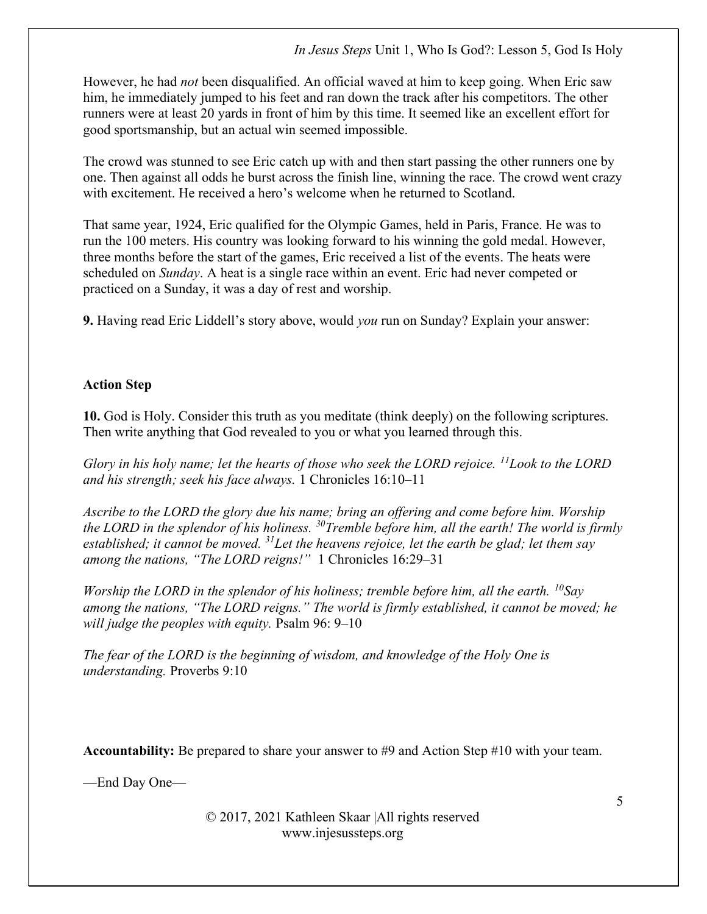However, he had *not* been disqualified. An official waved at him to keep going. When Eric saw him, he immediately jumped to his feet and ran down the track after his competitors. The other runners were at least 20 yards in front of him by this time. It seemed like an excellent effort for good sportsmanship, but an actual win seemed impossible.

The crowd was stunned to see Eric catch up with and then start passing the other runners one by one. Then against all odds he burst across the finish line, winning the race. The crowd went crazy with excitement. He received a hero's welcome when he returned to Scotland.

That same year, 1924, Eric qualified for the Olympic Games, held in Paris, France. He was to run the 100 meters. His country was looking forward to his winning the gold medal. However, three months before the start of the games, Eric received a list of the events. The heats were scheduled on *Sunday*. A heat is a single race within an event. Eric had never competed or practiced on a Sunday, it was a day of rest and worship.

**9.** Having read Eric Liddell's story above, would *you* run on Sunday? Explain your answer:

**Action Step**

**10.** God is Holy. Consider this truth as you meditate (think deeply) on the following scriptures. Then write anything that God revealed to you or what you learned through this.

*Glory in his holy name; let the hearts of those who seek the LORD rejoice. [11]Look to the LORD and his strength; seek his face always.* 1 Chronicles 16:10–11

*Ascribe to the LORD the glory due his name; bring an offering and come before him. Worship the LORD in the splendor of his holiness. [30]Tremble before him, all the earth! The world is firmly established; it cannot be moved. [31]Let the heavens rejoice, let the earth be glad; let them say among the nations, "The LORD reigns!"* 1 Chronicles 16:29–31

*Worship the LORD in the splendor of his holiness; tremble before him, all the earth. [10]Say among the nations, "The LORD reigns." The world is firmly established, it cannot be moved; he will judge the peoples with equity.* Psalm 96: 9–10

*The fear of the LORD is the beginning of wisdom, and knowledge of the Holy One is understanding.* Proverbs 9:10

**Accountability:** Be prepared to share your answer to #9 and Action Step #10 with your team.

—End Day One—

© 2017, 2021 Kathleen Skaar |All rights reserved
www.injesussteps.org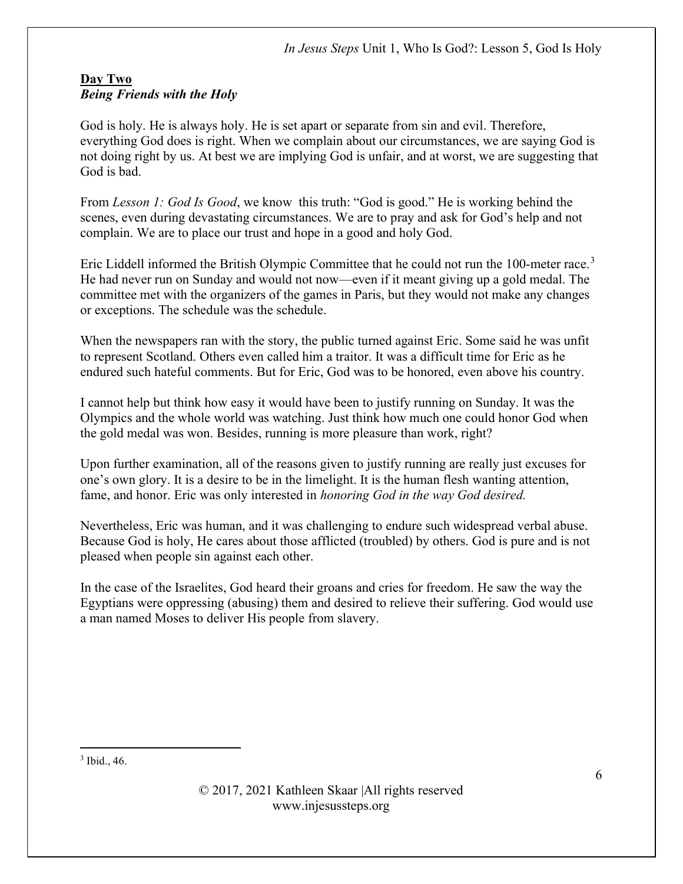**Day Two**
***Being Friends with the Holy***

God is holy. He is always holy. He is set apart or separate from sin and evil. Therefore, everything God does is right. When we complain about our circumstances, we are saying God is not doing right by us. At best we are implying God is unfair, and at worst, we are suggesting that God is bad.

From *Lesson 1: God Is Good*, we know this truth: "God is good." He is working behind the scenes, even during devastating circumstances. We are to pray and ask for God's help and not complain. We are to place our trust and hope in a good and holy God.

Eric Liddell informed the British Olympic Committee that he could not run the 100-meter race.[3] He had never run on Sunday and would not now—even if it meant giving up a gold medal. The committee met with the organizers of the games in Paris, but they would not make any changes or exceptions. The schedule was the schedule.

When the newspapers ran with the story, the public turned against Eric. Some said he was unfit to represent Scotland. Others even called him a traitor. It was a difficult time for Eric as he endured such hateful comments. But for Eric, God was to be honored, even above his country.

I cannot help but think how easy it would have been to justify running on Sunday. It was the Olympics and the whole world was watching. Just think how much one could honor God when the gold medal was won. Besides, running is more pleasure than work, right?

Upon further examination, all of the reasons given to justify running are really just excuses for one's own glory. It is a desire to be in the limelight. It is the human flesh wanting attention, fame, and honor. Eric was only interested in *honoring God in the way God desired.*

Nevertheless, Eric was human, and it was challenging to endure such widespread verbal abuse. Because God is holy, He cares about those afflicted (troubled) by others. God is pure and is not pleased when people sin against each other.

In the case of the Israelites, God heard their groans and cries for freedom. He saw the way the Egyptians were oppressing (abusing) them and desired to relieve their suffering. God would use a man named Moses to deliver His people from slavery.

---

[3] Ibid., 46.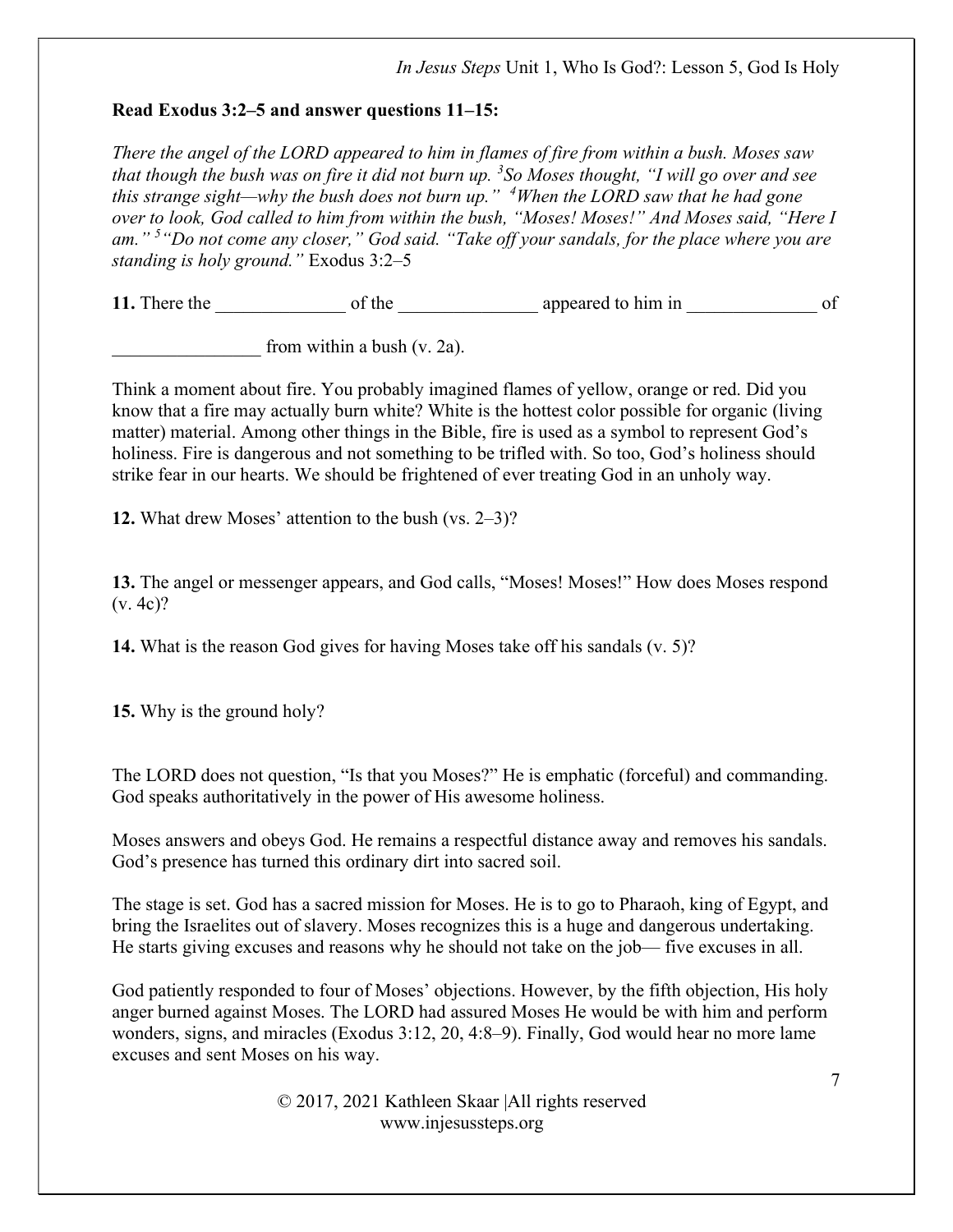**Read Exodus 3:2–5 and answer questions 11–15:**

*There the angel of the LORD appeared to him in flames of fire from within a bush. Moses saw that though the bush was on fire it did not burn up.* [3]*So Moses thought, "I will go over and see this strange sight—why the bush does not burn up."* [4]*When the LORD saw that he had gone over to look, God called to him from within the bush, "Moses! Moses!" And Moses said, "Here I am."* [5]*"Do not come any closer," God said. "Take off your sandals, for the place where you are standing is holy ground."* Exodus 3:2–5

**11.** There the ______________ of the _______________ appeared to him in ______________ of ________________ from within a bush (v. 2a).

Think a moment about fire. You probably imagined flames of yellow, orange or red. Did you know that a fire may actually burn white? White is the hottest color possible for organic (living matter) material. Among other things in the Bible, fire is used as a symbol to represent God's holiness. Fire is dangerous and not something to be trifled with. So too, God's holiness should strike fear in our hearts. We should be frightened of ever treating God in an unholy way.

**12.** What drew Moses' attention to the bush (vs. 2–3)?

**13.** The angel or messenger appears, and God calls, "Moses! Moses!" How does Moses respond (v. 4c)?

**14.** What is the reason God gives for having Moses take off his sandals (v. 5)?

**15.** Why is the ground holy?

The LORD does not question, "Is that you Moses?" He is emphatic (forceful) and commanding. God speaks authoritatively in the power of His awesome holiness.

Moses answers and obeys God. He remains a respectful distance away and removes his sandals. God's presence has turned this ordinary dirt into sacred soil.

The stage is set. God has a sacred mission for Moses. He is to go to Pharaoh, king of Egypt, and bring the Israelites out of slavery. Moses recognizes this is a huge and dangerous undertaking. He starts giving excuses and reasons why he should not take on the job— five excuses in all.

God patiently responded to four of Moses' objections. However, by the fifth objection, His holy anger burned against Moses. The LORD had assured Moses He would be with him and perform wonders, signs, and miracles (Exodus 3:12, 20, 4:8–9). Finally, God would hear no more lame excuses and sent Moses on his way.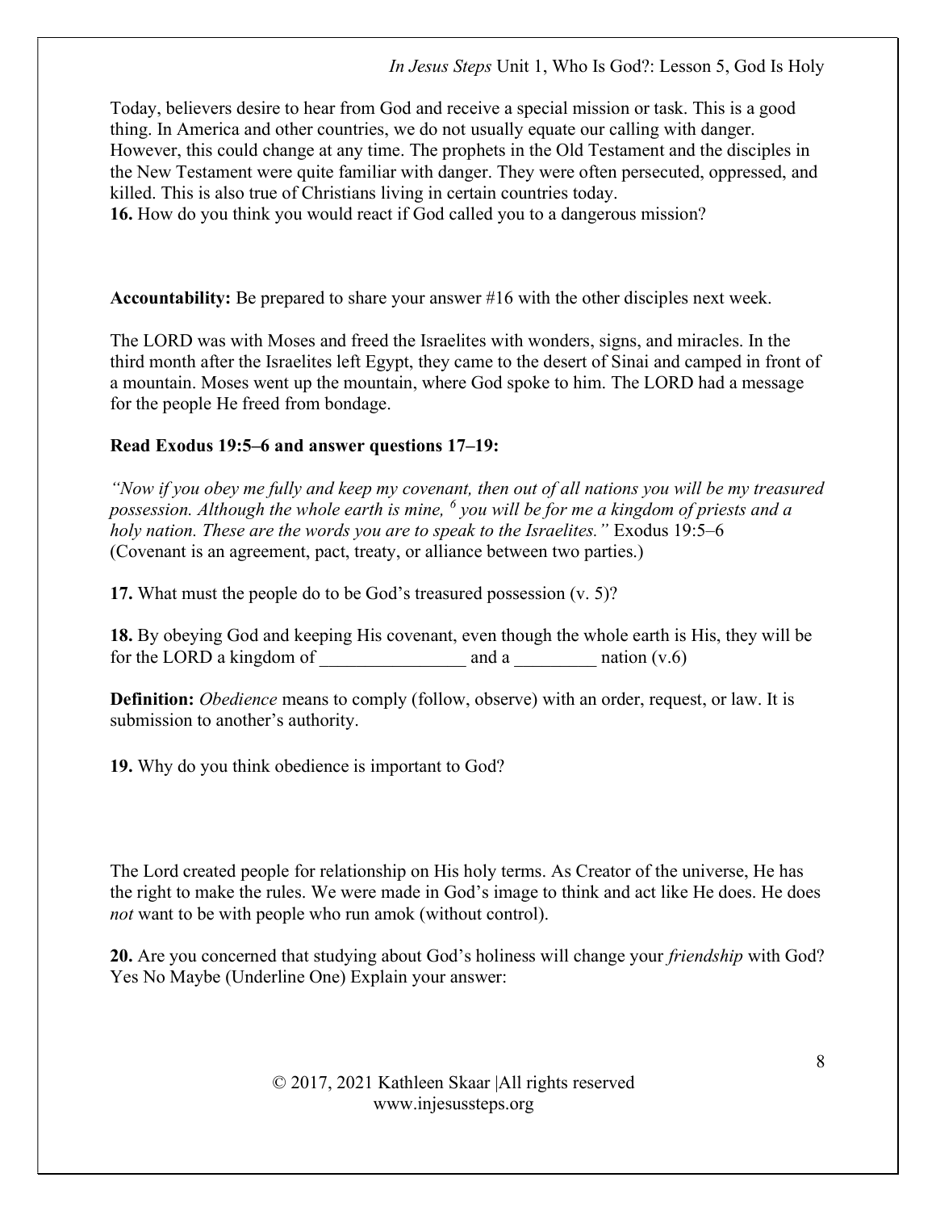Today, believers desire to hear from God and receive a special mission or task. This is a good thing. In America and other countries, we do not usually equate our calling with danger. However, this could change at any time. The prophets in the Old Testament and the disciples in the New Testament were quite familiar with danger. They were often persecuted, oppressed, and killed. This is also true of Christians living in certain countries today.

**16.** How do you think you would react if God called you to a dangerous mission?

**Accountability:** Be prepared to share your answer #16 with the other disciples next week.

The LORD was with Moses and freed the Israelites with wonders, signs, and miracles. In the third month after the Israelites left Egypt, they came to the desert of Sinai and camped in front of a mountain. Moses went up the mountain, where God spoke to him. The LORD had a message for the people He freed from bondage.

**Read Exodus 19:5–6 and answer questions 17–19:**

*"Now if you obey me fully and keep my covenant, then out of all nations you will be my treasured possession. Although the whole earth is mine, [6] you will be for me a kingdom of priests and a holy nation. These are the words you are to speak to the Israelites."* Exodus 19:5–6 (Covenant is an agreement, pact, treaty, or alliance between two parties.)

**17.** What must the people do to be God's treasured possession (v. 5)?

**18.** By obeying God and keeping His covenant, even though the whole earth is His, they will be for the LORD a kingdom of ________________ and a _________ nation (v.6)

**Definition:** *Obedience* means to comply (follow, observe) with an order, request, or law. It is submission to another's authority.

**19.** Why do you think obedience is important to God?

The Lord created people for relationship on His holy terms. As Creator of the universe, He has the right to make the rules. We were made in God's image to think and act like He does. He does *not* want to be with people who run amok (without control).

**20.** Are you concerned that studying about God's holiness will change your *friendship* with God? Yes No Maybe (Underline One) Explain your answer: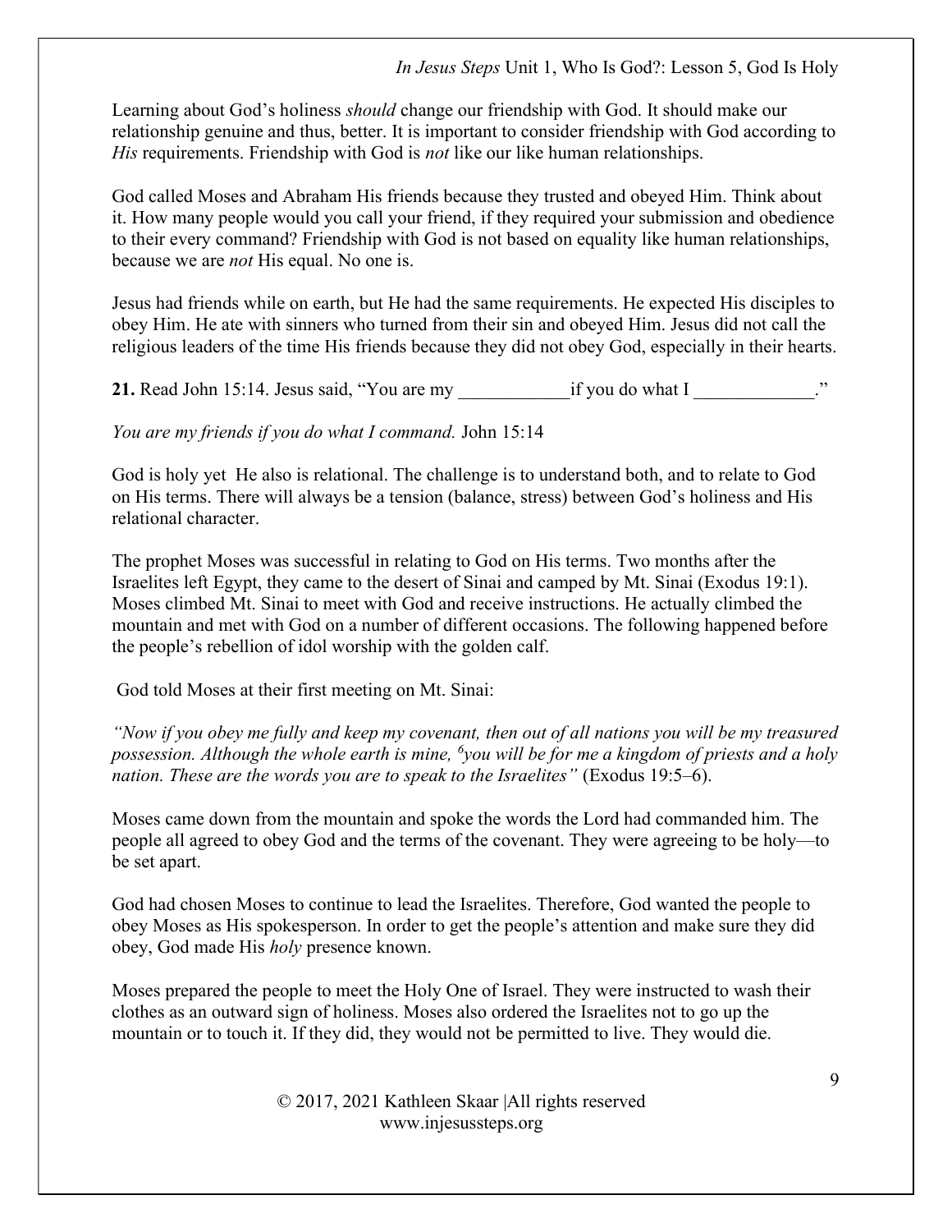Learning about God's holiness *should* change our friendship with God. It should make our relationship genuine and thus, better. It is important to consider friendship with God according to *His* requirements. Friendship with God is *not* like our like human relationships.

God called Moses and Abraham His friends because they trusted and obeyed Him. Think about it. How many people would you call your friend, if they required your submission and obedience to their every command? Friendship with God is not based on equality like human relationships, because we are *not* His equal. No one is.

Jesus had friends while on earth, but He had the same requirements. He expected His disciples to obey Him. He ate with sinners who turned from their sin and obeyed Him. Jesus did not call the religious leaders of the time His friends because they did not obey God, especially in their hearts.

**21.** Read John 15:14. Jesus said, "You are my ____________if you do what I _____________."

*You are my friends if you do what I command.* John 15:14

God is holy yet He also is relational. The challenge is to understand both, and to relate to God on His terms. There will always be a tension (balance, stress) between God's holiness and His relational character.

The prophet Moses was successful in relating to God on His terms. Two months after the Israelites left Egypt, they came to the desert of Sinai and camped by Mt. Sinai (Exodus 19:1). Moses climbed Mt. Sinai to meet with God and receive instructions. He actually climbed the mountain and met with God on a number of different occasions. The following happened before the people's rebellion of idol worship with the golden calf.

God told Moses at their first meeting on Mt. Sinai:

*"Now if you obey me fully and keep my covenant, then out of all nations you will be my treasured possession. Although the whole earth is mine, [6]you will be for me a kingdom of priests and a holy nation. These are the words you are to speak to the Israelites"* (Exodus 19:5–6).

Moses came down from the mountain and spoke the words the Lord had commanded him. The people all agreed to obey God and the terms of the covenant. They were agreeing to be holy—to be set apart.

God had chosen Moses to continue to lead the Israelites. Therefore, God wanted the people to obey Moses as His spokesperson. In order to get the people's attention and make sure they did obey, God made His *holy* presence known.

Moses prepared the people to meet the Holy One of Israel. They were instructed to wash their clothes as an outward sign of holiness. Moses also ordered the Israelites not to go up the mountain or to touch it. If they did, they would not be permitted to live. They would die.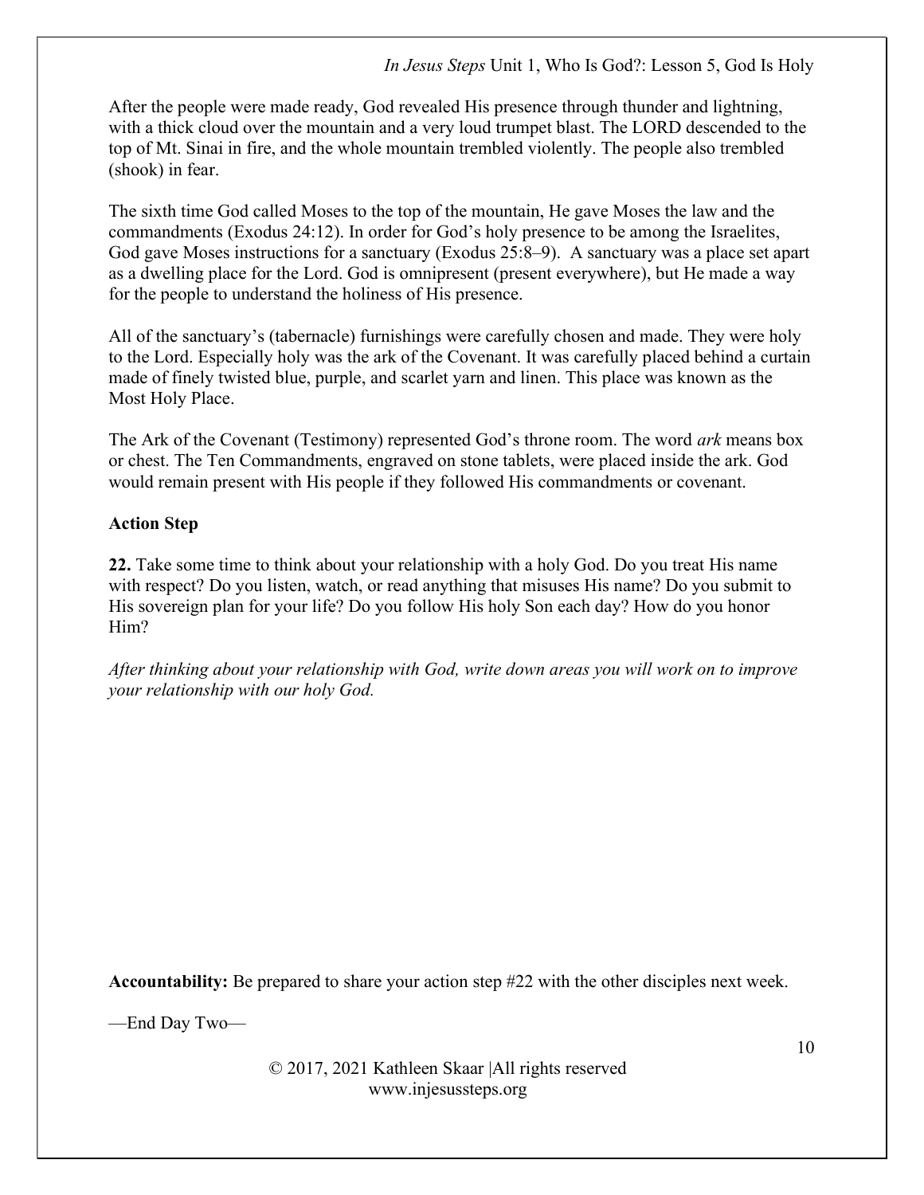After the people were made ready, God revealed His presence through thunder and lightning, with a thick cloud over the mountain and a very loud trumpet blast. The LORD descended to the top of Mt. Sinai in fire, and the whole mountain trembled violently. The people also trembled (shook) in fear.

The sixth time God called Moses to the top of the mountain, He gave Moses the law and the commandments (Exodus 24:12). In order for God's holy presence to be among the Israelites, God gave Moses instructions for a sanctuary (Exodus 25:8–9). A sanctuary was a place set apart as a dwelling place for the Lord. God is omnipresent (present everywhere), but He made a way for the people to understand the holiness of His presence.

All of the sanctuary's (tabernacle) furnishings were carefully chosen and made. They were holy to the Lord. Especially holy was the ark of the Covenant. It was carefully placed behind a curtain made of finely twisted blue, purple, and scarlet yarn and linen. This place was known as the Most Holy Place.

The Ark of the Covenant (Testimony) represented God's throne room. The word *ark* means box or chest. The Ten Commandments, engraved on stone tablets, were placed inside the ark. God would remain present with His people if they followed His commandments or covenant.

**Action Step**

**22.** Take some time to think about your relationship with a holy God. Do you treat His name with respect? Do you listen, watch, or read anything that misuses His name? Do you submit to His sovereign plan for your life? Do you follow His holy Son each day? How do you honor Him?

*After thinking about your relationship with God, write down areas you will work on to improve your relationship with our holy God.*

**Accountability:** Be prepared to share your action step #22 with the other disciples next week.

—End Day Two—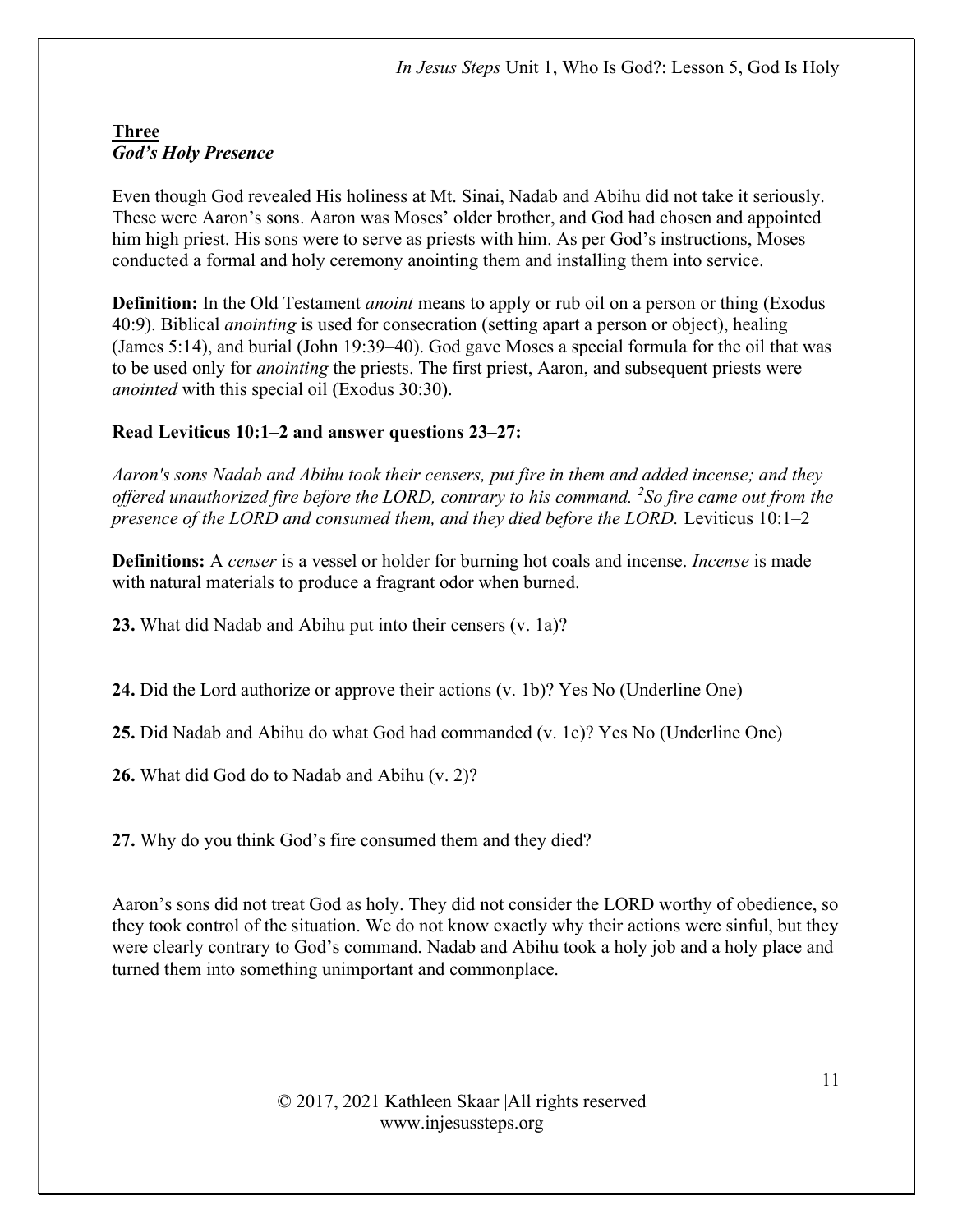## Three
### *God's Holy Presence*

Even though God revealed His holiness at Mt. Sinai, Nadab and Abihu did not take it seriously. These were Aaron's sons. Aaron was Moses' older brother, and God had chosen and appointed him high priest. His sons were to serve as priests with him. As per God's instructions, Moses conducted a formal and holy ceremony anointing them and installing them into service.

**Definition:** In the Old Testament *anoint* means to apply or rub oil on a person or thing (Exodus 40:9). Biblical *anointing* is used for consecration (setting apart a person or object), healing (James 5:14), and burial (John 19:39–40). God gave Moses a special formula for the oil that was to be used only for *anointing* the priests. The first priest, Aaron, and subsequent priests were *anointed* with this special oil (Exodus 30:30).

**Read Leviticus 10:1–2 and answer questions 23–27:**

*Aaron's sons Nadab and Abihu took their censers, put fire in them and added incense; and they offered unauthorized fire before the LORD, contrary to his command. [2]So fire came out from the presence of the LORD and consumed them, and they died before the LORD.* Leviticus 10:1–2

**Definitions:** A *censer* is a vessel or holder for burning hot coals and incense. *Incense* is made with natural materials to produce a fragrant odor when burned.

**23.** What did Nadab and Abihu put into their censers (v. 1a)?

**24.** Did the Lord authorize or approve their actions (v. 1b)? Yes No (Underline One)

**25.** Did Nadab and Abihu do what God had commanded (v. 1c)? Yes No (Underline One)

**26.** What did God do to Nadab and Abihu (v. 2)?

**27.** Why do you think God's fire consumed them and they died?

Aaron's sons did not treat God as holy. They did not consider the LORD worthy of obedience, so they took control of the situation. We do not know exactly why their actions were sinful, but they were clearly contrary to God's command. Nadab and Abihu took a holy job and a holy place and turned them into something unimportant and commonplace.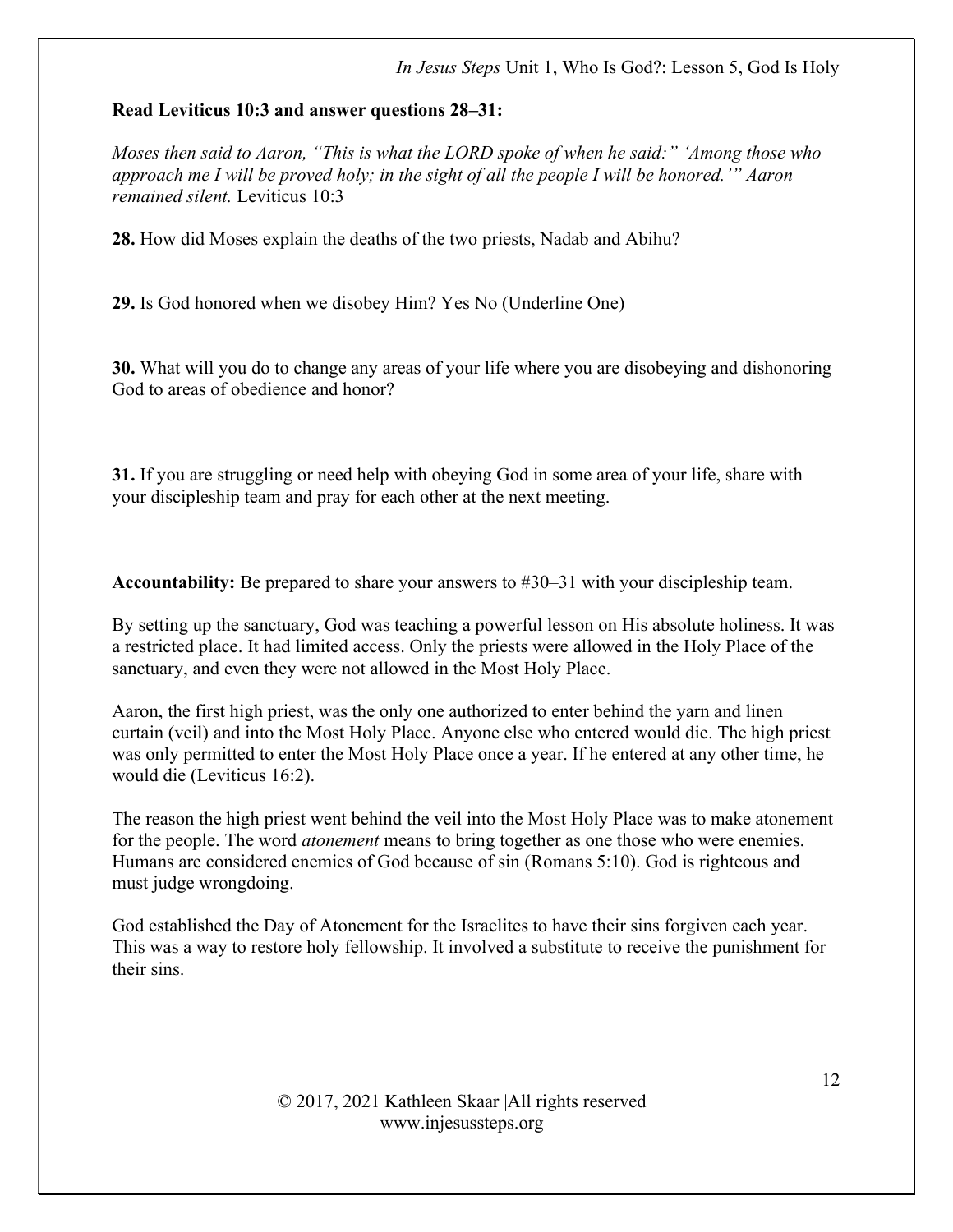**Read Leviticus 10:3 and answer questions 28–31:**

*Moses then said to Aaron, "This is what the LORD spoke of when he said:" 'Among those who approach me I will be proved holy; in the sight of all the people I will be honored.'" Aaron remained silent.* Leviticus 10:3

**28.** How did Moses explain the deaths of the two priests, Nadab and Abihu?

**29.** Is God honored when we disobey Him? Yes No (Underline One)

**30.** What will you do to change any areas of your life where you are disobeying and dishonoring God to areas of obedience and honor?

**31.** If you are struggling or need help with obeying God in some area of your life, share with your discipleship team and pray for each other at the next meeting.

**Accountability:** Be prepared to share your answers to #30–31 with your discipleship team.

By setting up the sanctuary, God was teaching a powerful lesson on His absolute holiness. It was a restricted place. It had limited access. Only the priests were allowed in the Holy Place of the sanctuary, and even they were not allowed in the Most Holy Place.

Aaron, the first high priest, was the only one authorized to enter behind the yarn and linen curtain (veil) and into the Most Holy Place. Anyone else who entered would die. The high priest was only permitted to enter the Most Holy Place once a year. If he entered at any other time, he would die (Leviticus 16:2).

The reason the high priest went behind the veil into the Most Holy Place was to make atonement for the people. The word *atonement* means to bring together as one those who were enemies. Humans are considered enemies of God because of sin (Romans 5:10). God is righteous and must judge wrongdoing.

God established the Day of Atonement for the Israelites to have their sins forgiven each year. This was a way to restore holy fellowship. It involved a substitute to receive the punishment for their sins.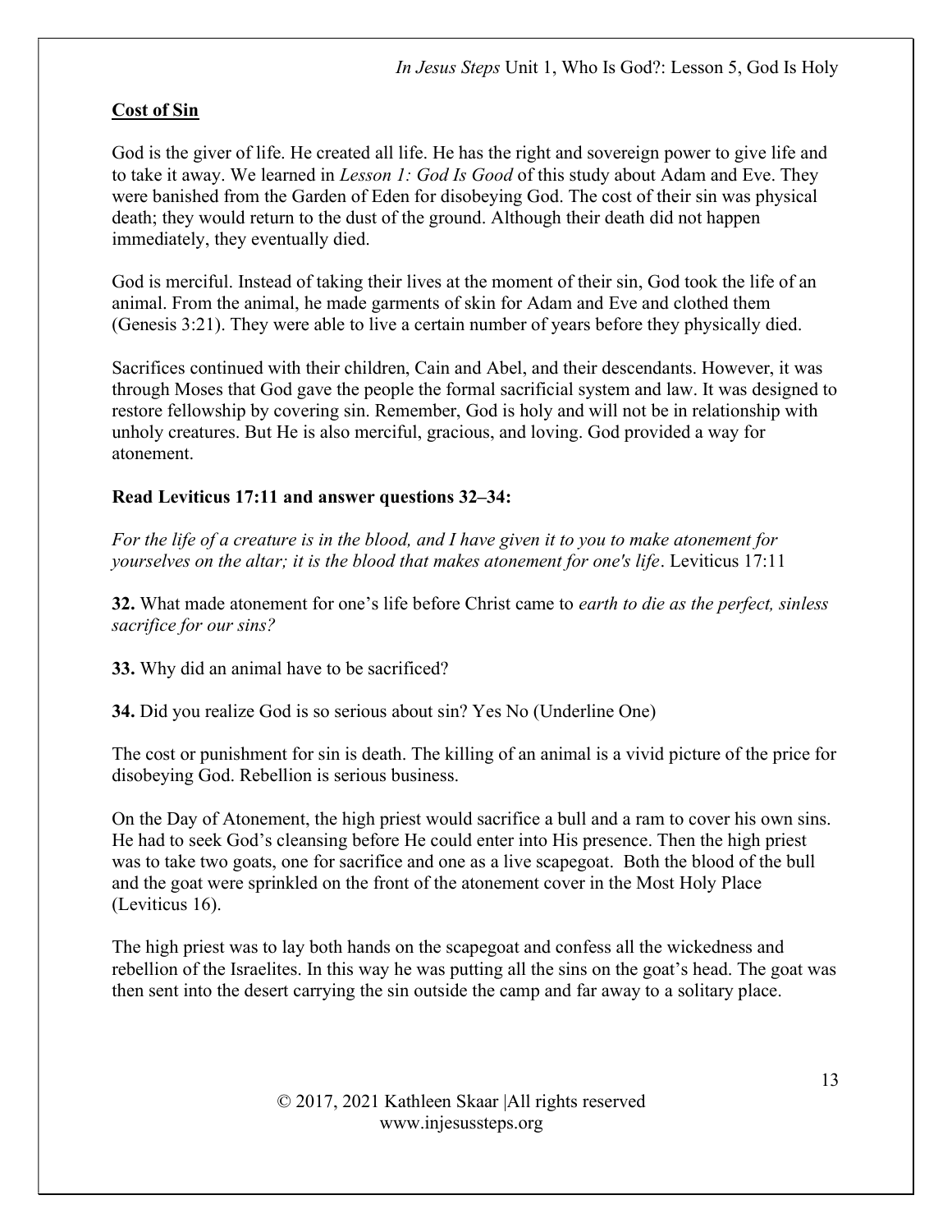**Cost of Sin**

God is the giver of life. He created all life. He has the right and sovereign power to give life and to take it away. We learned in *Lesson 1: God Is Good* of this study about Adam and Eve. They were banished from the Garden of Eden for disobeying God. The cost of their sin was physical death; they would return to the dust of the ground. Although their death did not happen immediately, they eventually died.

God is merciful. Instead of taking their lives at the moment of their sin, God took the life of an animal. From the animal, he made garments of skin for Adam and Eve and clothed them (Genesis 3:21). They were able to live a certain number of years before they physically died.

Sacrifices continued with their children, Cain and Abel, and their descendants. However, it was through Moses that God gave the people the formal sacrificial system and law. It was designed to restore fellowship by covering sin. Remember, God is holy and will not be in relationship with unholy creatures. But He is also merciful, gracious, and loving. God provided a way for atonement.

**Read Leviticus 17:11 and answer questions 32–34:**

*For the life of a creature is in the blood, and I have given it to you to make atonement for yourselves on the altar; it is the blood that makes atonement for one's life*. Leviticus 17:11

**32.** What made atonement for one's life before Christ came to *earth to die as the perfect, sinless sacrifice for our sins?*

**33.** Why did an animal have to be sacrificed?

**34.** Did you realize God is so serious about sin? Yes No (Underline One)

The cost or punishment for sin is death. The killing of an animal is a vivid picture of the price for disobeying God. Rebellion is serious business.

On the Day of Atonement, the high priest would sacrifice a bull and a ram to cover his own sins. He had to seek God's cleansing before He could enter into His presence. Then the high priest was to take two goats, one for sacrifice and one as a live scapegoat. Both the blood of the bull and the goat were sprinkled on the front of the atonement cover in the Most Holy Place (Leviticus 16).

The high priest was to lay both hands on the scapegoat and confess all the wickedness and rebellion of the Israelites. In this way he was putting all the sins on the goat's head. The goat was then sent into the desert carrying the sin outside the camp and far away to a solitary place.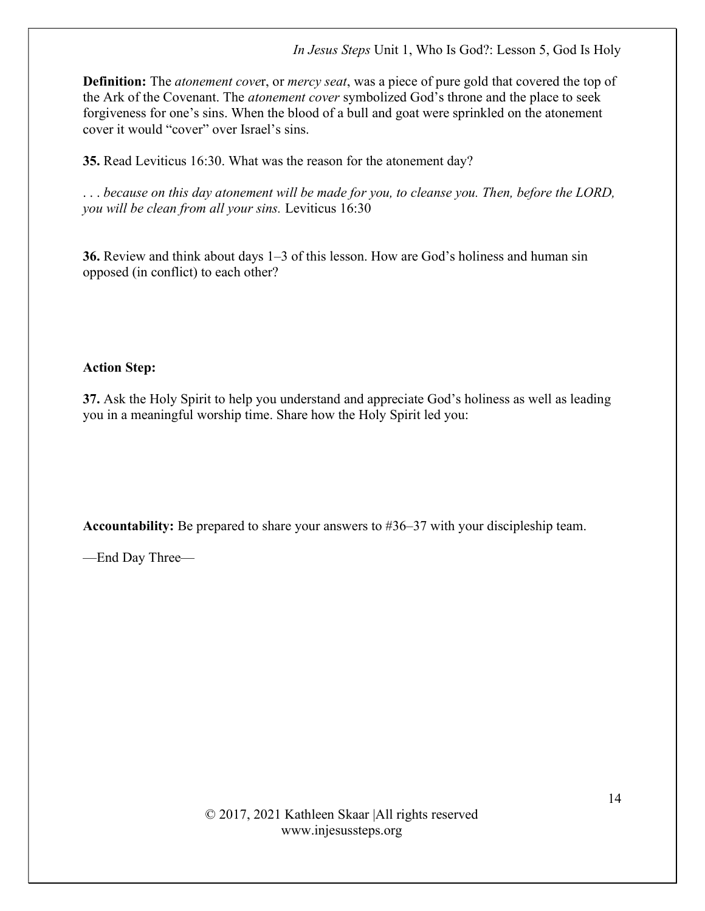**Definition:** The *atonement cove*r, or *mercy seat*, was a piece of pure gold that covered the top of the Ark of the Covenant. The *atonement cover* symbolized God's throne and the place to seek forgiveness for one's sins. When the blood of a bull and goat were sprinkled on the atonement cover it would "cover" over Israel's sins.

**35.** Read Leviticus 16:30. What was the reason for the atonement day?

. . . *because on this day atonement will be made for you, to cleanse you. Then, before the LORD, you will be clean from all your sins.* Leviticus 16:30

**36.** Review and think about days 1–3 of this lesson. How are God's holiness and human sin opposed (in conflict) to each other?

**Action Step:**

**37.** Ask the Holy Spirit to help you understand and appreciate God's holiness as well as leading you in a meaningful worship time. Share how the Holy Spirit led you:

**Accountability:** Be prepared to share your answers to #36–37 with your discipleship team.

—End Day Three—

© 2017, 2021 Kathleen Skaar |All rights reserved
www.injesussteps.org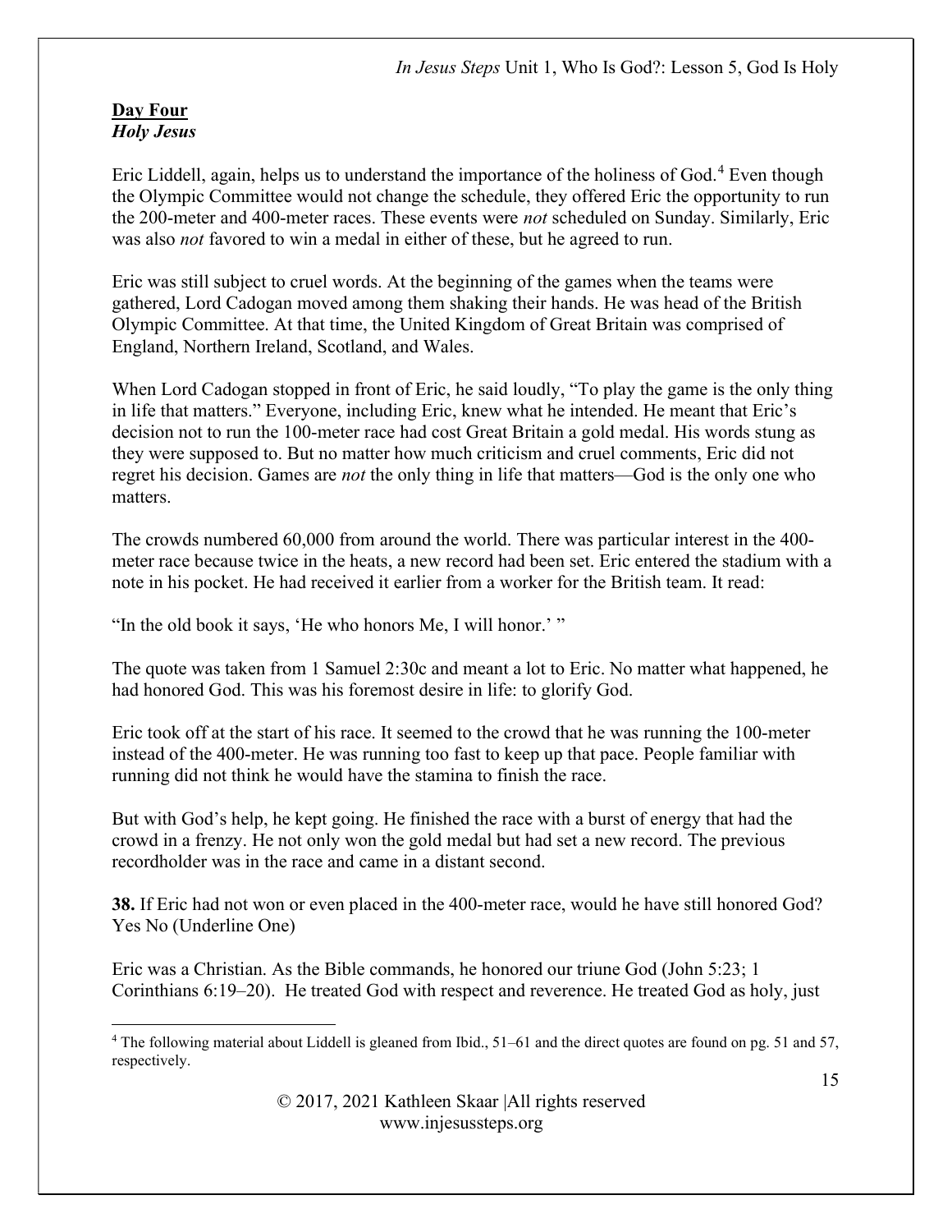**<u>Day Four</u>**
***Holy Jesus***

Eric Liddell, again, helps us to understand the importance of the holiness of God.[4] Even though the Olympic Committee would not change the schedule, they offered Eric the opportunity to run the 200-meter and 400-meter races. These events were *not* scheduled on Sunday. Similarly, Eric was also *not* favored to win a medal in either of these, but he agreed to run.

Eric was still subject to cruel words. At the beginning of the games when the teams were gathered, Lord Cadogan moved among them shaking their hands. He was head of the British Olympic Committee. At that time, the United Kingdom of Great Britain was comprised of England, Northern Ireland, Scotland, and Wales.

When Lord Cadogan stopped in front of Eric, he said loudly, "To play the game is the only thing in life that matters." Everyone, including Eric, knew what he intended. He meant that Eric's decision not to run the 100-meter race had cost Great Britain a gold medal. His words stung as they were supposed to. But no matter how much criticism and cruel comments, Eric did not regret his decision. Games are *not* the only thing in life that matters—God is the only one who matters.

The crowds numbered 60,000 from around the world. There was particular interest in the 400-meter race because twice in the heats, a new record had been set. Eric entered the stadium with a note in his pocket. He had received it earlier from a worker for the British team. It read:

"In the old book it says, 'He who honors Me, I will honor.' "

The quote was taken from 1 Samuel 2:30c and meant a lot to Eric. No matter what happened, he had honored God. This was his foremost desire in life: to glorify God.

Eric took off at the start of his race. It seemed to the crowd that he was running the 100-meter instead of the 400-meter. He was running too fast to keep up that pace. People familiar with running did not think he would have the stamina to finish the race.

But with God's help, he kept going. He finished the race with a burst of energy that had the crowd in a frenzy. He not only won the gold medal but had set a new record. The previous recordholder was in the race and came in a distant second.

**38.** If Eric had not won or even placed in the 400-meter race, would he have still honored God? Yes No (Underline One)

Eric was a Christian. As the Bible commands, he honored our triune God (John 5:23; 1 Corinthians 6:19–20). He treated God with respect and reverence. He treated God as holy, just

---

[4] The following material about Liddell is gleaned from Ibid., 51–61 and the direct quotes are found on pg. 51 and 57, respectively.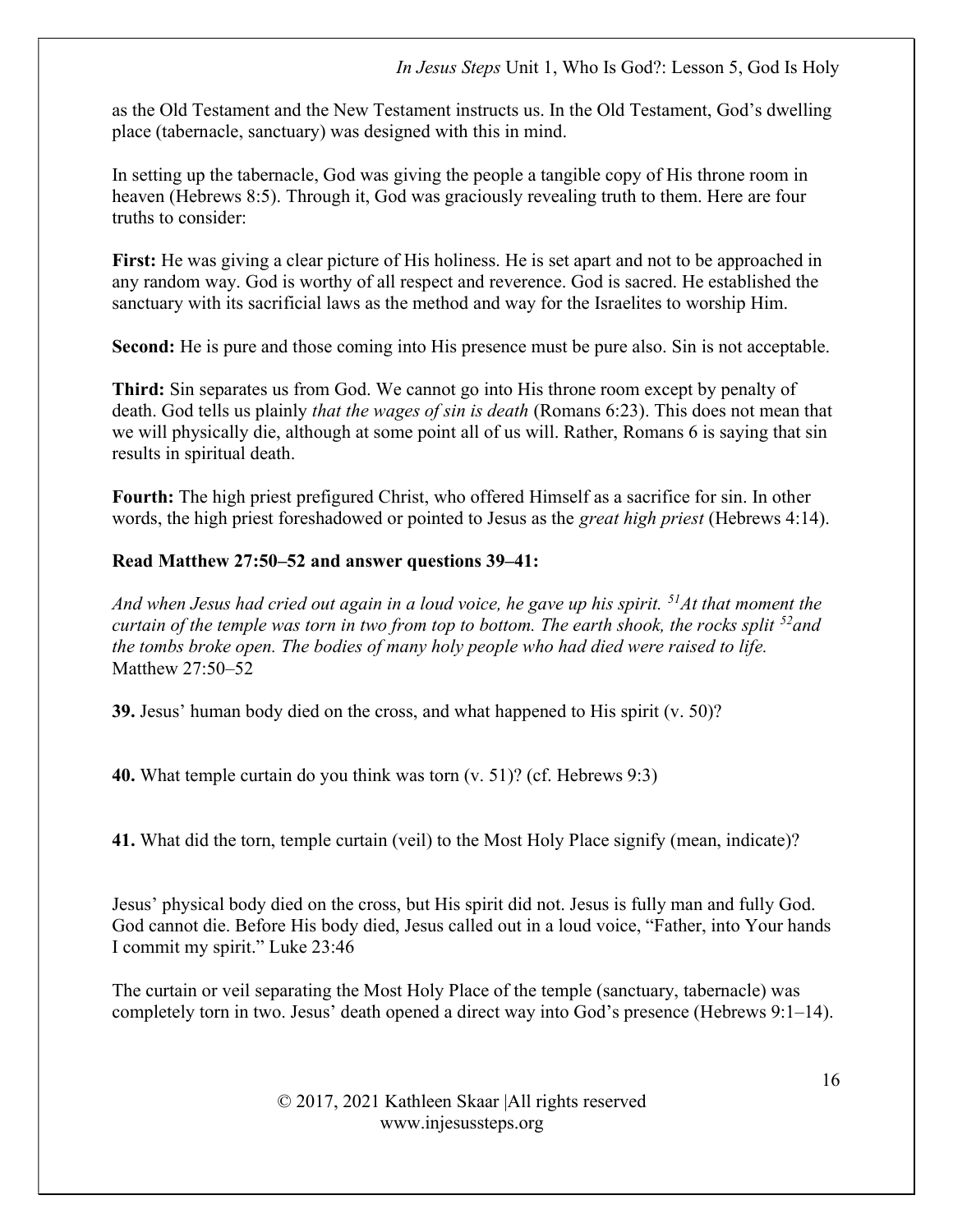as the Old Testament and the New Testament instructs us. In the Old Testament, God's dwelling place (tabernacle, sanctuary) was designed with this in mind.

In setting up the tabernacle, God was giving the people a tangible copy of His throne room in heaven (Hebrews 8:5). Through it, God was graciously revealing truth to them. Here are four truths to consider:

**First:** He was giving a clear picture of His holiness. He is set apart and not to be approached in any random way. God is worthy of all respect and reverence. God is sacred. He established the sanctuary with its sacrificial laws as the method and way for the Israelites to worship Him.

**Second:** He is pure and those coming into His presence must be pure also. Sin is not acceptable.

**Third:** Sin separates us from God. We cannot go into His throne room except by penalty of death. God tells us plainly *that the wages of sin is death* (Romans 6:23). This does not mean that we will physically die, although at some point all of us will. Rather, Romans 6 is saying that sin results in spiritual death.

**Fourth:** The high priest prefigured Christ, who offered Himself as a sacrifice for sin. In other words, the high priest foreshadowed or pointed to Jesus as the *great high priest* (Hebrews 4:14).

**Read Matthew 27:50–52 and answer questions 39–41:**

*And when Jesus had cried out again in a loud voice, he gave up his spirit. [51]At that moment the curtain of the temple was torn in two from top to bottom. The earth shook, the rocks split [52]and the tombs broke open. The bodies of many holy people who had died were raised to life.* Matthew 27:50–52

**39.** Jesus' human body died on the cross, and what happened to His spirit (v. 50)?

**40.** What temple curtain do you think was torn (v. 51)? (cf. Hebrews 9:3)

**41.** What did the torn, temple curtain (veil) to the Most Holy Place signify (mean, indicate)?

Jesus' physical body died on the cross, but His spirit did not. Jesus is fully man and fully God. God cannot die. Before His body died, Jesus called out in a loud voice, "Father, into Your hands I commit my spirit." Luke 23:46

The curtain or veil separating the Most Holy Place of the temple (sanctuary, tabernacle) was completely torn in two. Jesus' death opened a direct way into God's presence (Hebrews 9:1–14).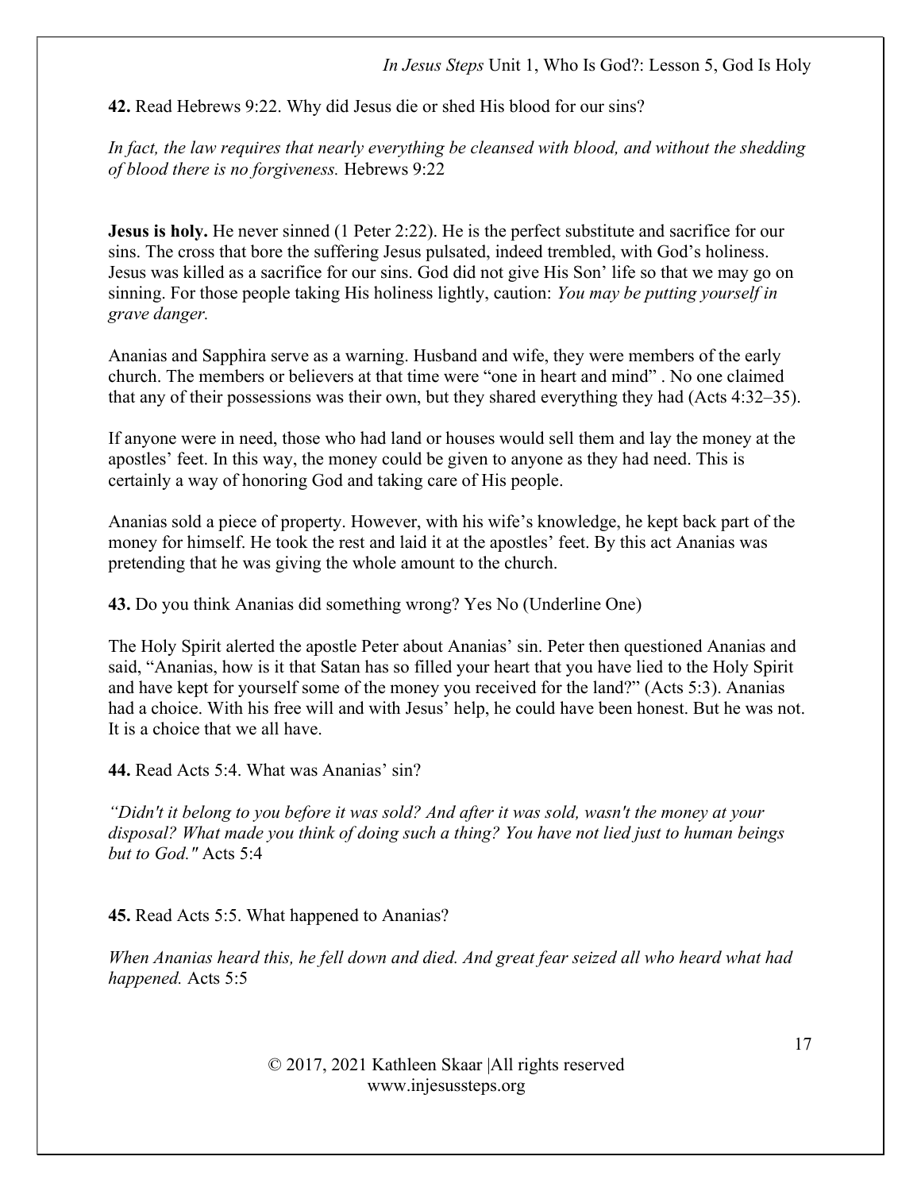**42.** Read Hebrews 9:22. Why did Jesus die or shed His blood for our sins?

*In fact, the law requires that nearly everything be cleansed with blood, and without the shedding of blood there is no forgiveness.* Hebrews 9:22

**Jesus is holy.** He never sinned (1 Peter 2:22). He is the perfect substitute and sacrifice for our sins. The cross that bore the suffering Jesus pulsated, indeed trembled, with God's holiness. Jesus was killed as a sacrifice for our sins. God did not give His Son' life so that we may go on sinning. For those people taking His holiness lightly, caution: *You may be putting yourself in grave danger.*

Ananias and Sapphira serve as a warning. Husband and wife, they were members of the early church. The members or believers at that time were "one in heart and mind" . No one claimed that any of their possessions was their own, but they shared everything they had (Acts 4:32–35).

If anyone were in need, those who had land or houses would sell them and lay the money at the apostles' feet. In this way, the money could be given to anyone as they had need. This is certainly a way of honoring God and taking care of His people.

Ananias sold a piece of property. However, with his wife's knowledge, he kept back part of the money for himself. He took the rest and laid it at the apostles' feet. By this act Ananias was pretending that he was giving the whole amount to the church.

**43.** Do you think Ananias did something wrong? Yes No (Underline One)

The Holy Spirit alerted the apostle Peter about Ananias' sin. Peter then questioned Ananias and said, "Ananias, how is it that Satan has so filled your heart that you have lied to the Holy Spirit and have kept for yourself some of the money you received for the land?" (Acts 5:3). Ananias had a choice. With his free will and with Jesus' help, he could have been honest. But he was not. It is a choice that we all have.

**44.** Read Acts 5:4. What was Ananias' sin?

*"Didn't it belong to you before it was sold? And after it was sold, wasn't the money at your disposal? What made you think of doing such a thing? You have not lied just to human beings but to God."* Acts 5:4

**45.** Read Acts 5:5. What happened to Ananias?

*When Ananias heard this, he fell down and died. And great fear seized all who heard what had happened.* Acts 5:5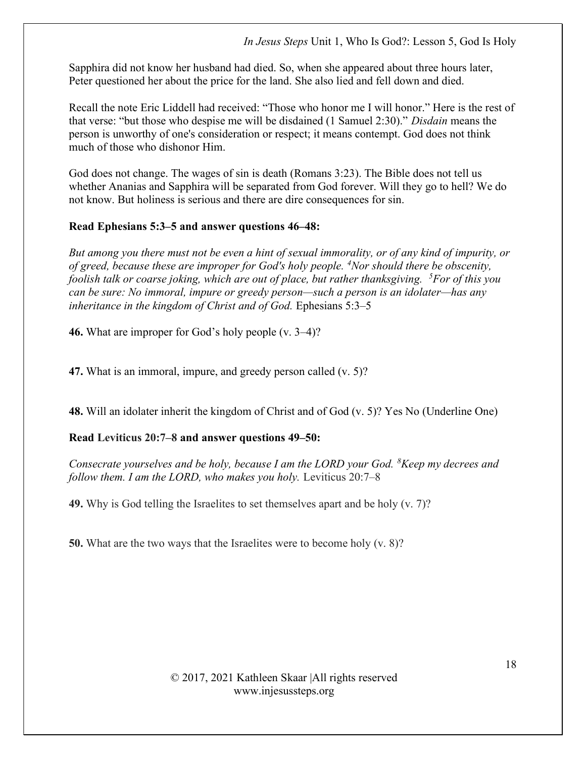Sapphira did not know her husband had died. So, when she appeared about three hours later, Peter questioned her about the price for the land. She also lied and fell down and died.

Recall the note Eric Liddell had received: "Those who honor me I will honor." Here is the rest of that verse: "but those who despise me will be disdained (1 Samuel 2:30)." *Disdain* means the person is unworthy of one's consideration or respect; it means contempt. God does not think much of those who dishonor Him.

God does not change. The wages of sin is death (Romans 3:23). The Bible does not tell us whether Ananias and Sapphira will be separated from God forever. Will they go to hell? We do not know. But holiness is serious and there are dire consequences for sin.

**Read Ephesians 5:3–5 and answer questions 46–48:**

*But among you there must not be even a hint of sexual immorality, or of any kind of impurity, or of greed, because these are improper for God's holy people. [4]Nor should there be obscenity, foolish talk or coarse joking, which are out of place, but rather thanksgiving. [5]For of this you can be sure: No immoral, impure or greedy person—such a person is an idolater—has any inheritance in the kingdom of Christ and of God.* Ephesians 5:3–5

**46.** What are improper for God's holy people (v. 3–4)?

**47.** What is an immoral, impure, and greedy person called (v. 5)?

**48.** Will an idolater inherit the kingdom of Christ and of God (v. 5)? Yes No (Underline One)

**Read Leviticus 20:7–8 and answer questions 49–50:**

*Consecrate yourselves and be holy, because I am the LORD your God. [8]Keep my decrees and follow them. I am the LORD, who makes you holy.* Leviticus 20:7–8

**49.** Why is God telling the Israelites to set themselves apart and be holy (v. 7)?

**50.** What are the two ways that the Israelites were to become holy (v. 8)?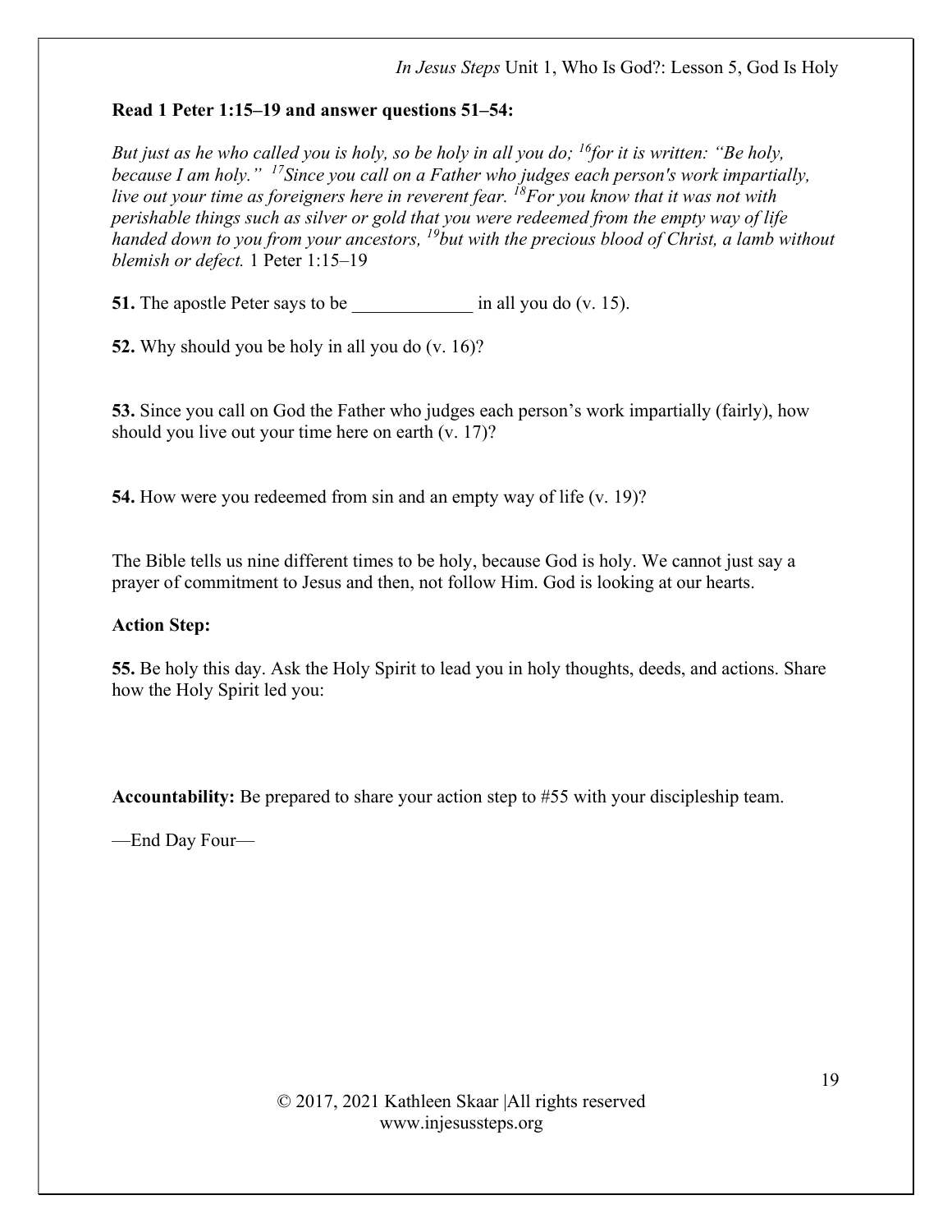**Read 1 Peter 1:15–19 and answer questions 51–54:**

*But just as he who called you is holy, so be holy in all you do; [16]for it is written: "Be holy, because I am holy." [17]Since you call on a Father who judges each person's work impartially, live out your time as foreigners here in reverent fear. [18]For you know that it was not with perishable things such as silver or gold that you were redeemed from the empty way of life handed down to you from your ancestors, [19]but with the precious blood of Christ, a lamb without blemish or defect.* 1 Peter 1:15–19

**51.** The apostle Peter says to be _____________ in all you do (v. 15).

**52.** Why should you be holy in all you do (v. 16)?

**53.** Since you call on God the Father who judges each person's work impartially (fairly), how should you live out your time here on earth (v. 17)?

**54.** How were you redeemed from sin and an empty way of life (v. 19)?

The Bible tells us nine different times to be holy, because God is holy. We cannot just say a prayer of commitment to Jesus and then, not follow Him. God is looking at our hearts.

**Action Step:**

**55.** Be holy this day. Ask the Holy Spirit to lead you in holy thoughts, deeds, and actions. Share how the Holy Spirit led you:

**Accountability:** Be prepared to share your action step to #55 with your discipleship team.

—End Day Four—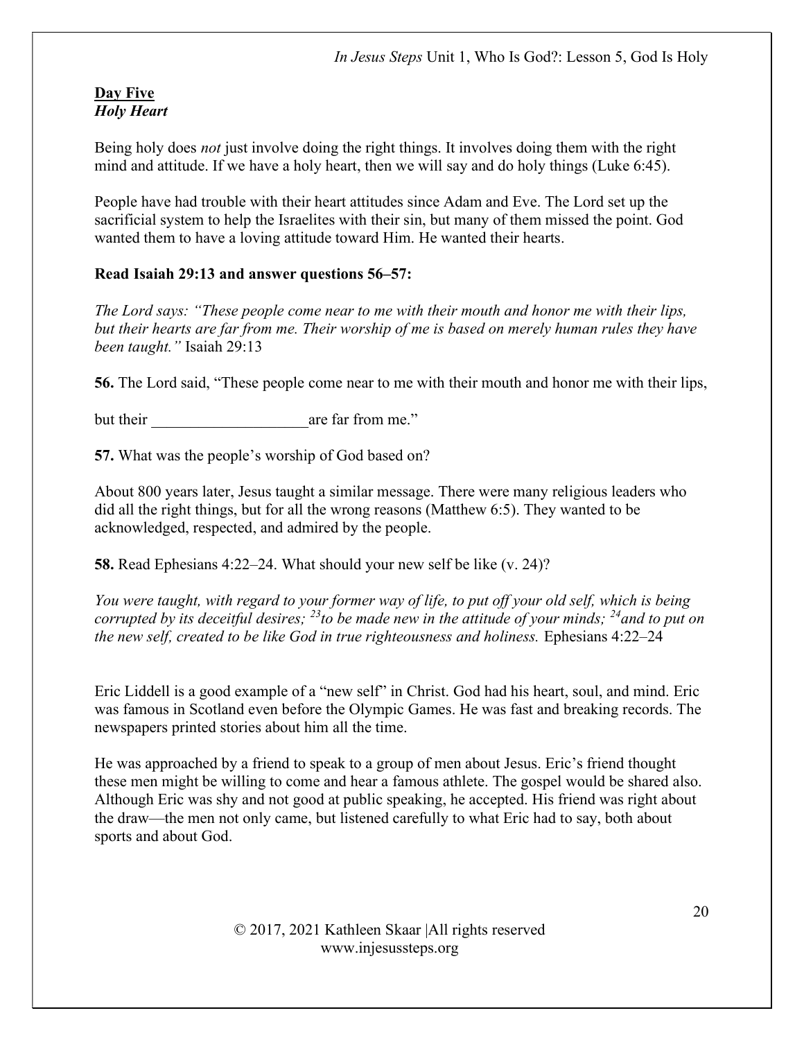**Day Five**
***Holy Heart***

Being holy does *not* just involve doing the right things. It involves doing them with the right mind and attitude. If we have a holy heart, then we will say and do holy things (Luke 6:45).

People have had trouble with their heart attitudes since Adam and Eve. The Lord set up the sacrificial system to help the Israelites with their sin, but many of them missed the point. God wanted them to have a loving attitude toward Him. He wanted their hearts.

**Read Isaiah 29:13 and answer questions 56–57:**

*The Lord says: "These people come near to me with their mouth and honor me with their lips, but their hearts are far from me. Their worship of me is based on merely human rules they have been taught."* Isaiah 29:13

**56.** The Lord said, "These people come near to me with their mouth and honor me with their lips, but their ____________________are far from me."

**57.** What was the people's worship of God based on?

About 800 years later, Jesus taught a similar message. There were many religious leaders who did all the right things, but for all the wrong reasons (Matthew 6:5). They wanted to be acknowledged, respected, and admired by the people.

**58.** Read Ephesians 4:22–24. What should your new self be like (v. 24)?

*You were taught, with regard to your former way of life, to put off your old self, which is being corrupted by its deceitful desires; [23]to be made new in the attitude of your minds; [24]and to put on the new self, created to be like God in true righteousness and holiness.* Ephesians 4:22–24

Eric Liddell is a good example of a "new self" in Christ. God had his heart, soul, and mind. Eric was famous in Scotland even before the Olympic Games. He was fast and breaking records. The newspapers printed stories about him all the time.

He was approached by a friend to speak to a group of men about Jesus. Eric's friend thought these men might be willing to come and hear a famous athlete. The gospel would be shared also. Although Eric was shy and not good at public speaking, he accepted. His friend was right about the draw—the men not only came, but listened carefully to what Eric had to say, both about sports and about God.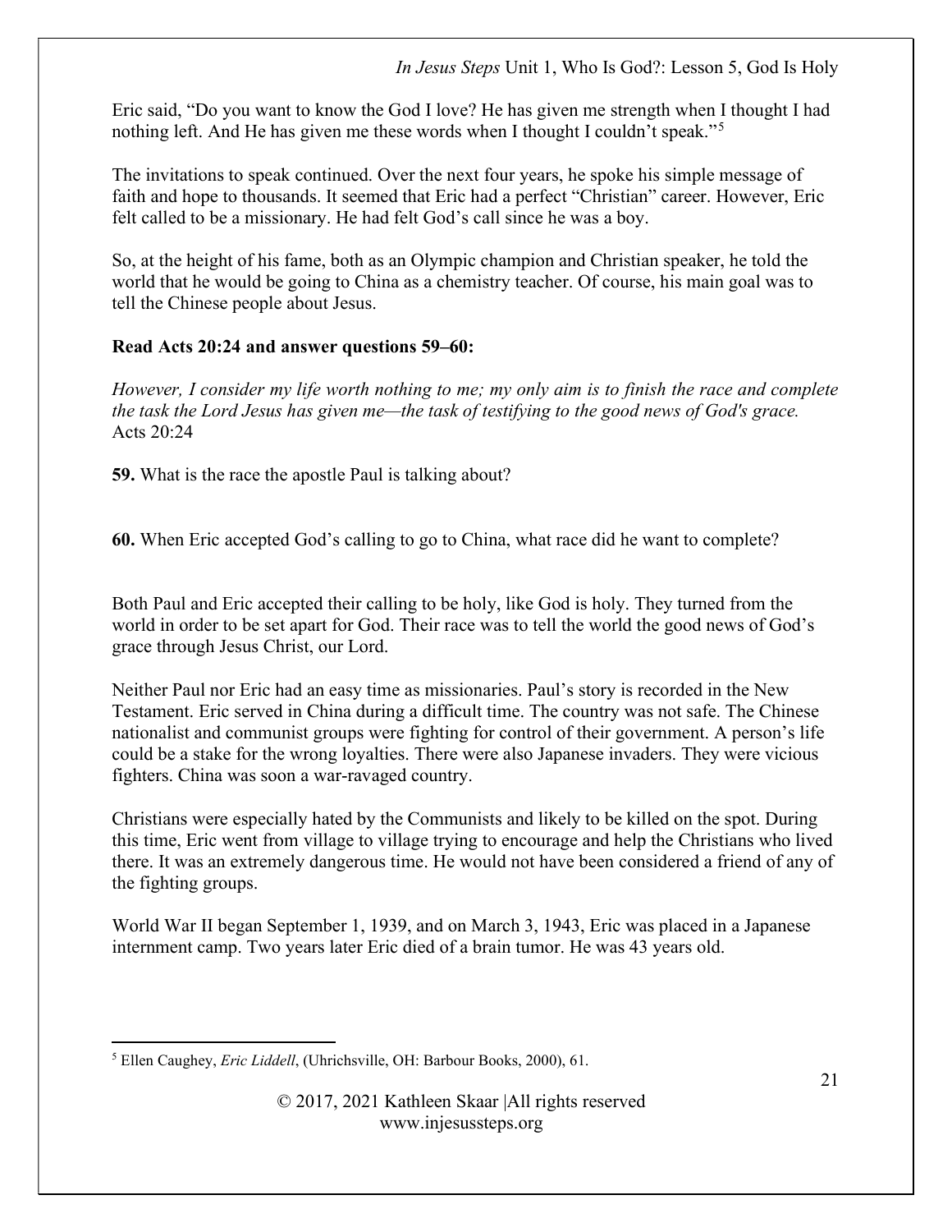Eric said, "Do you want to know the God I love? He has given me strength when I thought I had nothing left. And He has given me these words when I thought I couldn't speak."[5]

The invitations to speak continued. Over the next four years, he spoke his simple message of faith and hope to thousands. It seemed that Eric had a perfect "Christian" career. However, Eric felt called to be a missionary. He had felt God's call since he was a boy.

So, at the height of his fame, both as an Olympic champion and Christian speaker, he told the world that he would be going to China as a chemistry teacher. Of course, his main goal was to tell the Chinese people about Jesus.

**Read Acts 20:24 and answer questions 59–60:**

*However, I consider my life worth nothing to me; my only aim is to finish the race and complete the task the Lord Jesus has given me—the task of testifying to the good news of God's grace.* Acts 20:24

**59.** What is the race the apostle Paul is talking about?

**60.** When Eric accepted God's calling to go to China, what race did he want to complete?

Both Paul and Eric accepted their calling to be holy, like God is holy. They turned from the world in order to be set apart for God. Their race was to tell the world the good news of God's grace through Jesus Christ, our Lord.

Neither Paul nor Eric had an easy time as missionaries. Paul's story is recorded in the New Testament. Eric served in China during a difficult time. The country was not safe. The Chinese nationalist and communist groups were fighting for control of their government. A person's life could be a stake for the wrong loyalties. There were also Japanese invaders. They were vicious fighters. China was soon a war-ravaged country.

Christians were especially hated by the Communists and likely to be killed on the spot. During this time, Eric went from village to village trying to encourage and help the Christians who lived there. It was an extremely dangerous time. He would not have been considered a friend of any of the fighting groups.

World War II began September 1, 1939, and on March 3, 1943, Eric was placed in a Japanese internment camp. Two years later Eric died of a brain tumor. He was 43 years old.

---

[5] Ellen Caughey, *Eric Liddell*, (Uhrichsville, OH: Barbour Books, 2000), 61.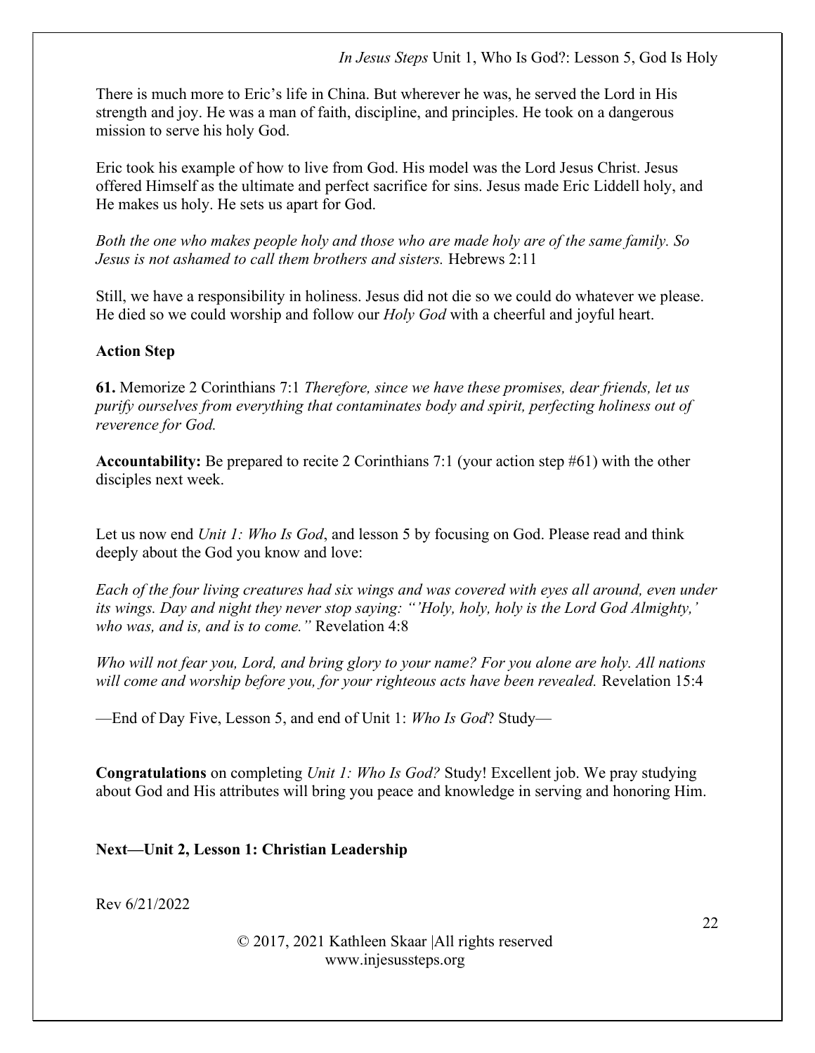There is much more to Eric's life in China. But wherever he was, he served the Lord in His strength and joy. He was a man of faith, discipline, and principles. He took on a dangerous mission to serve his holy God.

Eric took his example of how to live from God. His model was the Lord Jesus Christ. Jesus offered Himself as the ultimate and perfect sacrifice for sins. Jesus made Eric Liddell holy, and He makes us holy. He sets us apart for God.

*Both the one who makes people holy and those who are made holy are of the same family. So Jesus is not ashamed to call them brothers and sisters.* Hebrews 2:11

Still, we have a responsibility in holiness. Jesus did not die so we could do whatever we please. He died so we could worship and follow our *Holy God* with a cheerful and joyful heart.

**Action Step**

**61.** Memorize 2 Corinthians 7:1 *Therefore, since we have these promises, dear friends, let us purify ourselves from everything that contaminates body and spirit, perfecting holiness out of reverence for God.*

**Accountability:** Be prepared to recite 2 Corinthians 7:1 (your action step #61) with the other disciples next week.

Let us now end *Unit 1: Who Is God*, and lesson 5 by focusing on God. Please read and think deeply about the God you know and love:

*Each of the four living creatures had six wings and was covered with eyes all around, even under its wings. Day and night they never stop saying: "'Holy, holy, holy is the Lord God Almighty,' who was, and is, and is to come."* Revelation 4:8

*Who will not fear you, Lord, and bring glory to your name? For you alone are holy. All nations will come and worship before you, for your righteous acts have been revealed.* Revelation 15:4

—End of Day Five, Lesson 5, and end of Unit 1: *Who Is God*? Study—

**Congratulations** on completing *Unit 1: Who Is God?* Study! Excellent job. We pray studying about God and His attributes will bring you peace and knowledge in serving and honoring Him.

**Next—Unit 2, Lesson 1: Christian Leadership**

Rev 6/21/2022

© 2017, 2021 Kathleen Skaar |All rights reserved
www.injesussteps.org